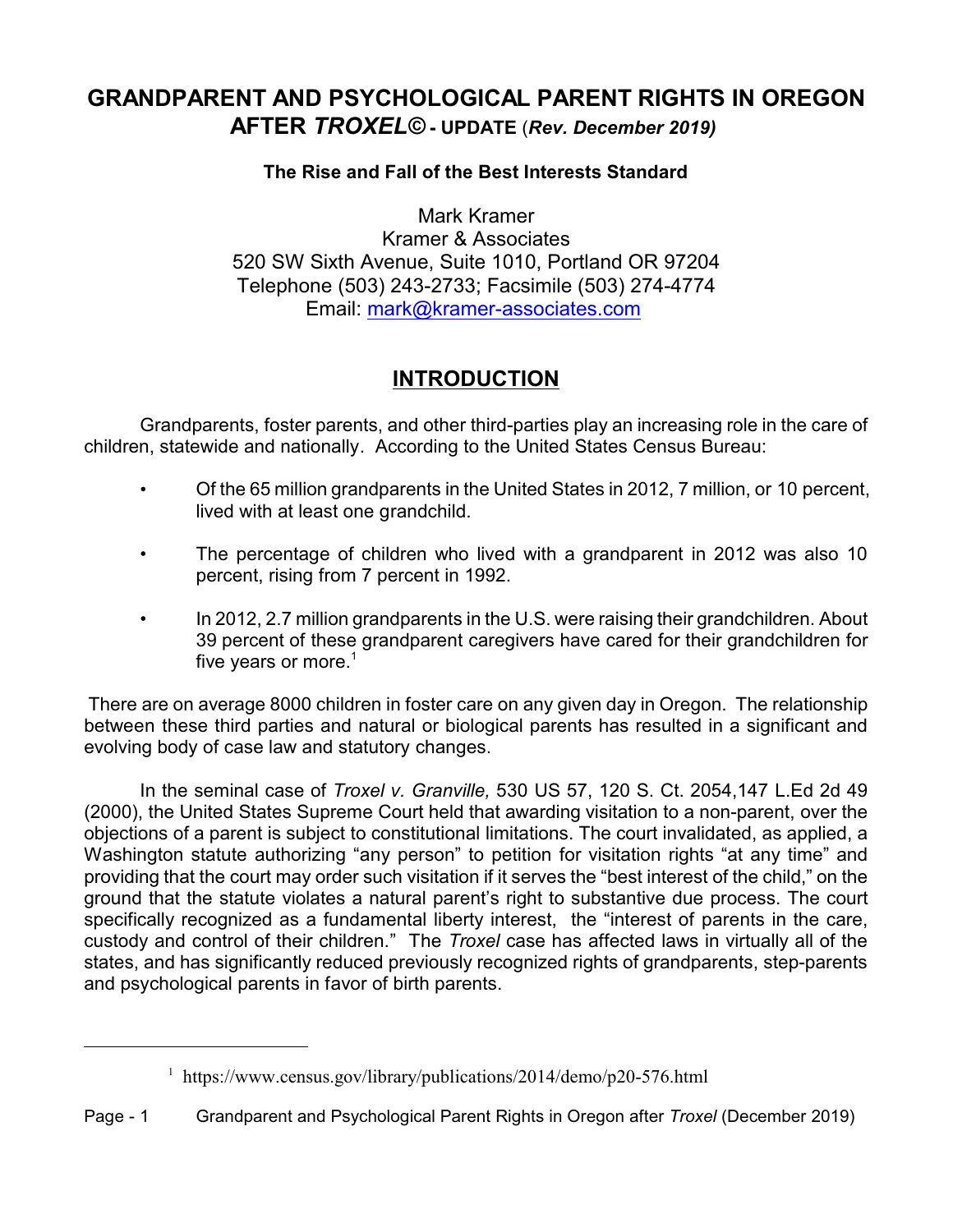# GRANDPARENT AND PSYCHOLOGICAL PARENT RIGHTS IN OREGON AFTER *TROXEL*© - UPDATE (*Rev. December 2019)*

**The Rise and Fall of the Best Interests Standard**

Mark Kramer
Kramer & Associates
520 SW Sixth Avenue, Suite 1010, Portland OR 97204
Telephone (503) 243-2733; Facsimile (503) 274-4774
Email: mark@kramer-associates.com

## INTRODUCTION

Grandparents, foster parents, and other third-parties play an increasing role in the care of children, statewide and nationally. According to the United States Census Bureau:

- Of the 65 million grandparents in the United States in 2012, 7 million, or 10 percent, lived with at least one grandchild.
- The percentage of children who lived with a grandparent in 2012 was also 10 percent, rising from 7 percent in 1992.
- In 2012, 2.7 million grandparents in the U.S. were raising their grandchildren. About 39 percent of these grandparent caregivers have cared for their grandchildren for five years or more.[1]

There are on average 8000 children in foster care on any given day in Oregon. The relationship between these third parties and natural or biological parents has resulted in a significant and evolving body of case law and statutory changes.

In the seminal case of *Troxel v. Granville,* 530 US 57, 120 S. Ct. 2054,147 L.Ed 2d 49 (2000), the United States Supreme Court held that awarding visitation to a non-parent, over the objections of a parent is subject to constitutional limitations. The court invalidated, as applied, a Washington statute authorizing "any person" to petition for visitation rights "at any time" and providing that the court may order such visitation if it serves the "best interest of the child," on the ground that the statute violates a natural parent's right to substantive due process. The court specifically recognized as a fundamental liberty interest, the "interest of parents in the care, custody and control of their children." The *Troxel* case has affected laws in virtually all of the states, and has significantly reduced previously recognized rights of grandparents, step-parents and psychological parents in favor of birth parents.

[1] https://www.census.gov/library/publications/2014/demo/p20-576.html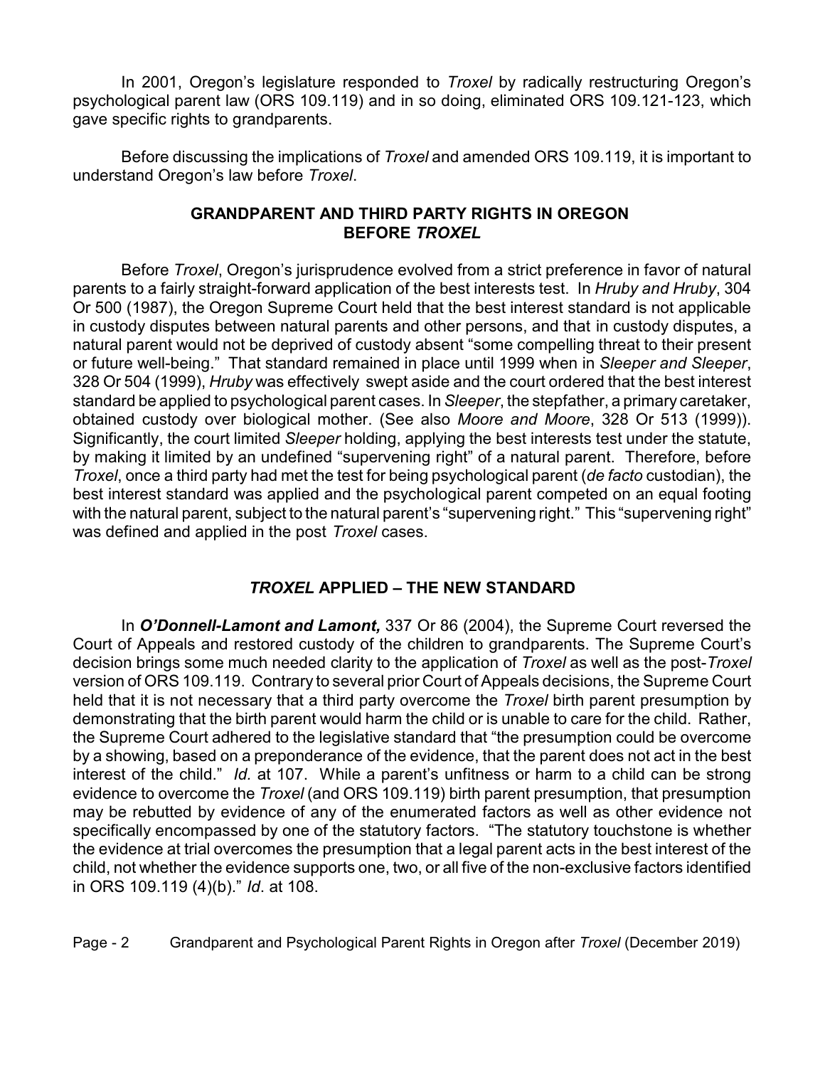In 2001, Oregon's legislature responded to *Troxel* by radically restructuring Oregon's psychological parent law (ORS 109.119) and in so doing, eliminated ORS 109.121-123, which gave specific rights to grandparents.

Before discussing the implications of *Troxel* and amended ORS 109.119, it is important to understand Oregon's law before *Troxel*.

## GRANDPARENT AND THIRD PARTY RIGHTS IN OREGON BEFORE *TROXEL*

Before *Troxel*, Oregon's jurisprudence evolved from a strict preference in favor of natural parents to a fairly straight-forward application of the best interests test. In *Hruby and Hruby*, 304 Or 500 (1987), the Oregon Supreme Court held that the best interest standard is not applicable in custody disputes between natural parents and other persons, and that in custody disputes, a natural parent would not be deprived of custody absent "some compelling threat to their present or future well-being." That standard remained in place until 1999 when in *Sleeper and Sleeper*, 328 Or 504 (1999), *Hruby* was effectively swept aside and the court ordered that the best interest standard be applied to psychological parent cases. In *Sleeper*, the stepfather, a primary caretaker, obtained custody over biological mother. (See also *Moore and Moore*, 328 Or 513 (1999)). Significantly, the court limited *Sleeper* holding, applying the best interests test under the statute, by making it limited by an undefined "supervening right" of a natural parent. Therefore, before *Troxel*, once a third party had met the test for being psychological parent (*de facto* custodian), the best interest standard was applied and the psychological parent competed on an equal footing with the natural parent, subject to the natural parent's "supervening right." This "supervening right" was defined and applied in the post *Troxel* cases.

## *TROXEL* APPLIED – THE NEW STANDARD

In ***O'Donnell-Lamont and Lamont,*** 337 Or 86 (2004), the Supreme Court reversed the Court of Appeals and restored custody of the children to grandparents. The Supreme Court's decision brings some much needed clarity to the application of *Troxel* as well as the post-*Troxel* version of ORS 109.119. Contrary to several prior Court of Appeals decisions, the Supreme Court held that it is not necessary that a third party overcome the *Troxel* birth parent presumption by demonstrating that the birth parent would harm the child or is unable to care for the child. Rather, the Supreme Court adhered to the legislative standard that "the presumption could be overcome by a showing, based on a preponderance of the evidence, that the parent does not act in the best interest of the child." *Id.* at 107. While a parent's unfitness or harm to a child can be strong evidence to overcome the *Troxel* (and ORS 109.119) birth parent presumption, that presumption may be rebutted by evidence of any of the enumerated factors as well as other evidence not specifically encompassed by one of the statutory factors. "The statutory touchstone is whether the evidence at trial overcomes the presumption that a legal parent acts in the best interest of the child, not whether the evidence supports one, two, or all five of the non-exclusive factors identified in ORS 109.119 (4)(b)." *Id*. at 108.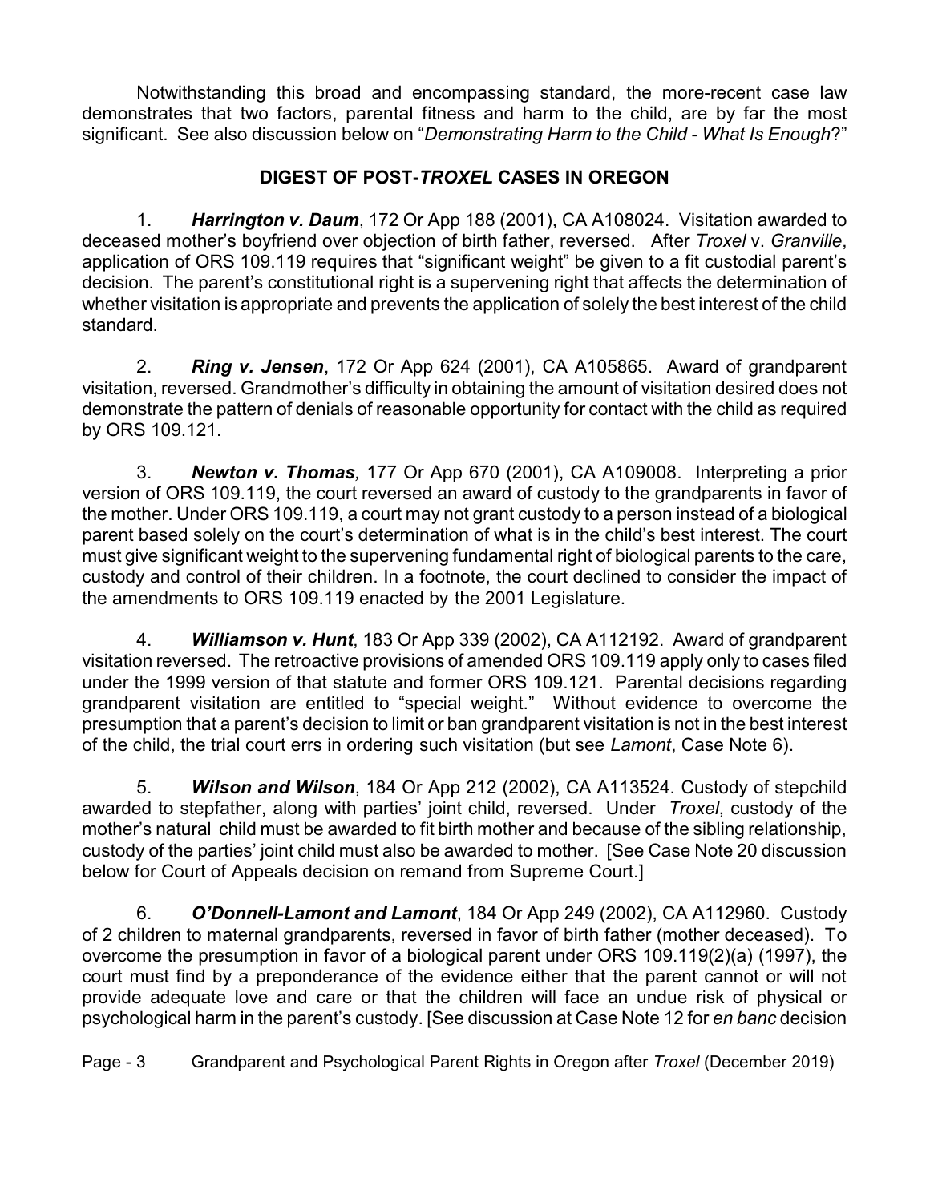Notwithstanding this broad and encompassing standard, the more-recent case law demonstrates that two factors, parental fitness and harm to the child, are by far the most significant. See also discussion below on "*Demonstrating Harm to the Child - What Is Enough*?"

## DIGEST OF POST-*TROXEL* CASES IN OREGON

1. ***Harrington v. Daum***, 172 Or App 188 (2001), CA A108024. Visitation awarded to deceased mother's boyfriend over objection of birth father, reversed. After *Troxel* v. *Granville*, application of ORS 109.119 requires that "significant weight" be given to a fit custodial parent's decision. The parent's constitutional right is a supervening right that affects the determination of whether visitation is appropriate and prevents the application of solely the best interest of the child standard.

2. ***Ring v. Jensen***, 172 Or App 624 (2001), CA A105865. Award of grandparent visitation, reversed. Grandmother's difficulty in obtaining the amount of visitation desired does not demonstrate the pattern of denials of reasonable opportunity for contact with the child as required by ORS 109.121.

3. ***Newton v. Thomas***, 177 Or App 670 (2001), CA A109008. Interpreting a prior version of ORS 109.119, the court reversed an award of custody to the grandparents in favor of the mother. Under ORS 109.119, a court may not grant custody to a person instead of a biological parent based solely on the court's determination of what is in the child's best interest. The court must give significant weight to the supervening fundamental right of biological parents to the care, custody and control of their children. In a footnote, the court declined to consider the impact of the amendments to ORS 109.119 enacted by the 2001 Legislature.

4. ***Williamson v. Hunt***, 183 Or App 339 (2002), CA A112192. Award of grandparent visitation reversed. The retroactive provisions of amended ORS 109.119 apply only to cases filed under the 1999 version of that statute and former ORS 109.121. Parental decisions regarding grandparent visitation are entitled to "special weight." Without evidence to overcome the presumption that a parent's decision to limit or ban grandparent visitation is not in the best interest of the child, the trial court errs in ordering such visitation (but see *Lamont*, Case Note 6).

5. ***Wilson and Wilson***, 184 Or App 212 (2002), CA A113524. Custody of stepchild awarded to stepfather, along with parties' joint child, reversed. Under *Troxel*, custody of the mother's natural child must be awarded to fit birth mother and because of the sibling relationship, custody of the parties' joint child must also be awarded to mother. [See Case Note 20 discussion below for Court of Appeals decision on remand from Supreme Court.]

6. ***O'Donnell-Lamont and Lamont***, 184 Or App 249 (2002), CA A112960. Custody of 2 children to maternal grandparents, reversed in favor of birth father (mother deceased). To overcome the presumption in favor of a biological parent under ORS 109.119(2)(a) (1997), the court must find by a preponderance of the evidence either that the parent cannot or will not provide adequate love and care or that the children will face an undue risk of physical or psychological harm in the parent's custody. [See discussion at Case Note 12 for *en banc* decision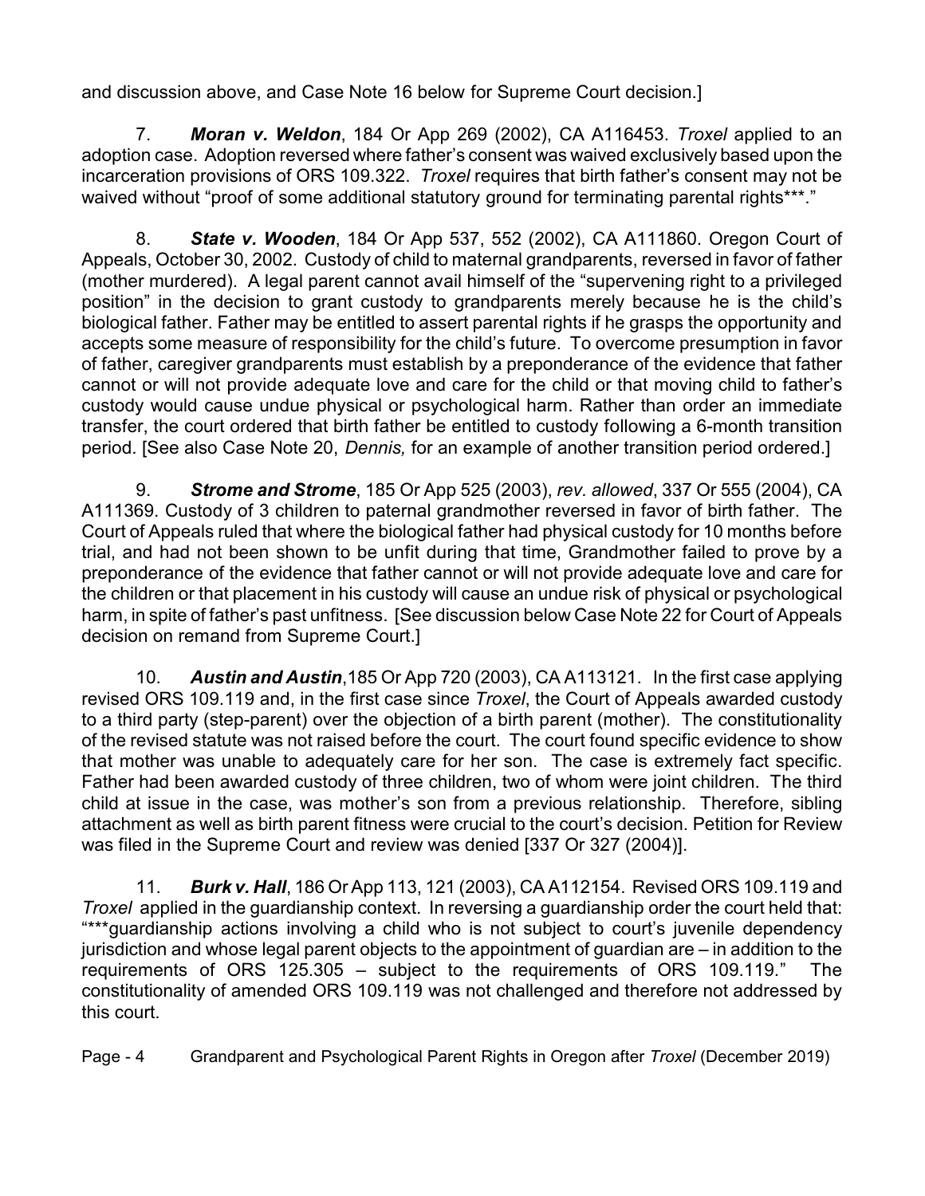and discussion above, and Case Note 16 below for Supreme Court decision.]

7. ***Moran v. Weldon***, 184 Or App 269 (2002), CA A116453. *Troxel* applied to an adoption case. Adoption reversed where father's consent was waived exclusively based upon the incarceration provisions of ORS 109.322. *Troxel* requires that birth father's consent may not be waived without "proof of some additional statutory ground for terminating parental rights***."

8. ***State v. Wooden***, 184 Or App 537, 552 (2002), CA A111860. Oregon Court of Appeals, October 30, 2002. Custody of child to maternal grandparents, reversed in favor of father (mother murdered). A legal parent cannot avail himself of the "supervening right to a privileged position" in the decision to grant custody to grandparents merely because he is the child's biological father. Father may be entitled to assert parental rights if he grasps the opportunity and accepts some measure of responsibility for the child's future. To overcome presumption in favor of father, caregiver grandparents must establish by a preponderance of the evidence that father cannot or will not provide adequate love and care for the child or that moving child to father's custody would cause undue physical or psychological harm. Rather than order an immediate transfer, the court ordered that birth father be entitled to custody following a 6-month transition period. [See also Case Note 20, *Dennis,* for an example of another transition period ordered.]

9. ***Strome and Strome***, 185 Or App 525 (2003), *rev. allowed*, 337 Or 555 (2004), CA A111369. Custody of 3 children to paternal grandmother reversed in favor of birth father. The Court of Appeals ruled that where the biological father had physical custody for 10 months before trial, and had not been shown to be unfit during that time, Grandmother failed to prove by a preponderance of the evidence that father cannot or will not provide adequate love and care for the children or that placement in his custody will cause an undue risk of physical or psychological harm, in spite of father's past unfitness. [See discussion below Case Note 22 for Court of Appeals decision on remand from Supreme Court.]

10. ***Austin and Austin***,185 Or App 720 (2003), CA A113121. In the first case applying revised ORS 109.119 and, in the first case since *Troxel*, the Court of Appeals awarded custody to a third party (step-parent) over the objection of a birth parent (mother). The constitutionality of the revised statute was not raised before the court. The court found specific evidence to show that mother was unable to adequately care for her son. The case is extremely fact specific. Father had been awarded custody of three children, two of whom were joint children. The third child at issue in the case, was mother's son from a previous relationship. Therefore, sibling attachment as well as birth parent fitness were crucial to the court's decision. Petition for Review was filed in the Supreme Court and review was denied [337 Or 327 (2004)].

11. ***Burk v. Hall***, 186 Or App 113, 121 (2003), CA A112154. Revised ORS 109.119 and *Troxel* applied in the guardianship context. In reversing a guardianship order the court held that: "***guardianship actions involving a child who is not subject to court's juvenile dependency jurisdiction and whose legal parent objects to the appointment of guardian are – in addition to the requirements of ORS 125.305 – subject to the requirements of ORS 109.119." The constitutionality of amended ORS 109.119 was not challenged and therefore not addressed by this court.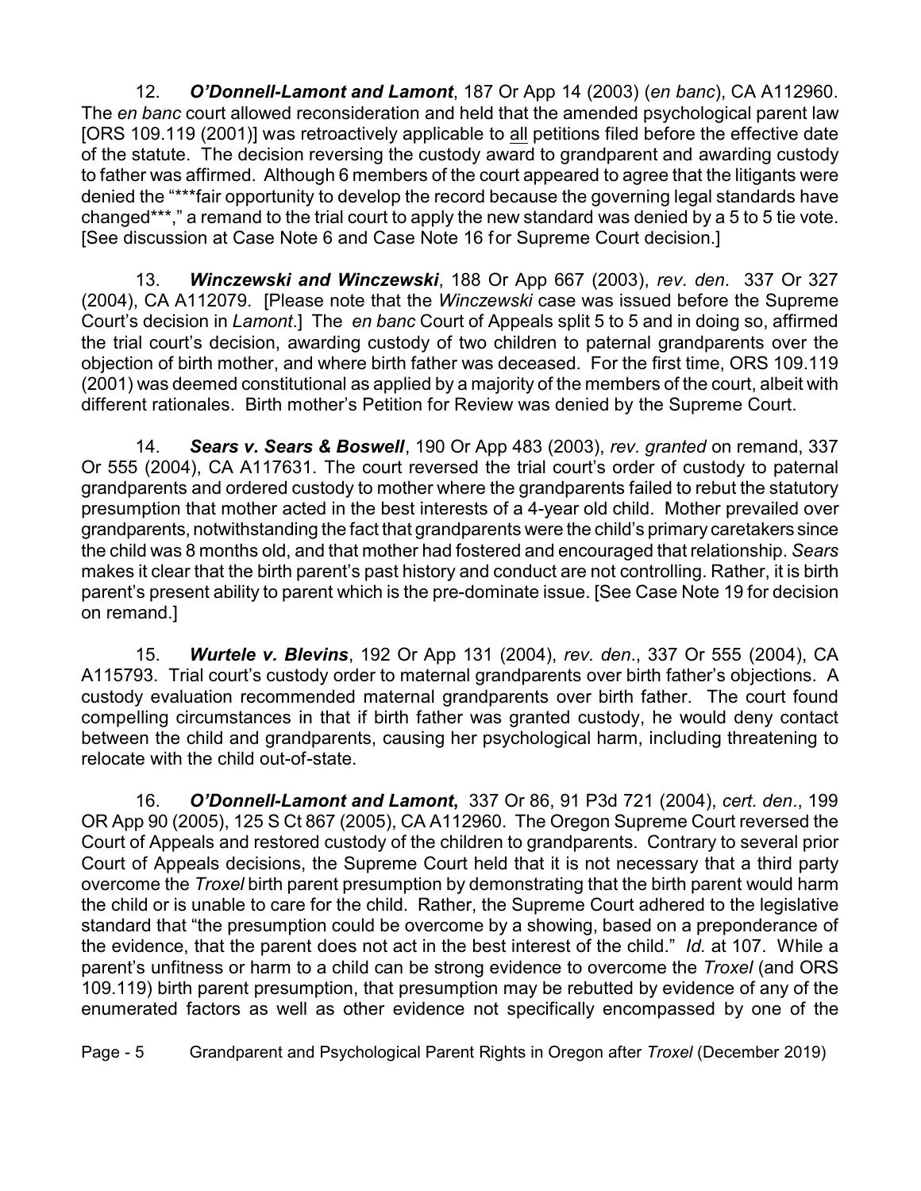12. ***O'Donnell-Lamont and Lamont***, 187 Or App 14 (2003) (*en banc*), CA A112960. The *en banc* court allowed reconsideration and held that the amended psychological parent law [ORS 109.119 (2001)] was retroactively applicable to all petitions filed before the effective date of the statute. The decision reversing the custody award to grandparent and awarding custody to father was affirmed. Although 6 members of the court appeared to agree that the litigants were denied the "***fair opportunity to develop the record because the governing legal standards have changed***," a remand to the trial court to apply the new standard was denied by a 5 to 5 tie vote. [See discussion at Case Note 6 and Case Note 16 for Supreme Court decision.]

13. ***Winczewski and Winczewski***, 188 Or App 667 (2003), *rev. den*. 337 Or 327 (2004), CA A112079. [Please note that the *Winczewski* case was issued before the Supreme Court's decision in *Lamont*.] The *en banc* Court of Appeals split 5 to 5 and in doing so, affirmed the trial court's decision, awarding custody of two children to paternal grandparents over the objection of birth mother, and where birth father was deceased. For the first time, ORS 109.119 (2001) was deemed constitutional as applied by a majority of the members of the court, albeit with different rationales. Birth mother's Petition for Review was denied by the Supreme Court.

14. ***Sears v. Sears & Boswell***, 190 Or App 483 (2003), *rev. granted* on remand, 337 Or 555 (2004), CA A117631. The court reversed the trial court's order of custody to paternal grandparents and ordered custody to mother where the grandparents failed to rebut the statutory presumption that mother acted in the best interests of a 4-year old child. Mother prevailed over grandparents, notwithstanding the fact that grandparents were the child's primary caretakers since the child was 8 months old, and that mother had fostered and encouraged that relationship. *Sears* makes it clear that the birth parent's past history and conduct are not controlling. Rather, it is birth parent's present ability to parent which is the pre-dominate issue. [See Case Note 19 for decision on remand.]

15. ***Wurtele v. Blevins***, 192 Or App 131 (2004), *rev. den*., 337 Or 555 (2004), CA A115793. Trial court's custody order to maternal grandparents over birth father's objections. A custody evaluation recommended maternal grandparents over birth father. The court found compelling circumstances in that if birth father was granted custody, he would deny contact between the child and grandparents, causing her psychological harm, including threatening to relocate with the child out-of-state.

16. ***O'Donnell-Lamont and Lamont,*** 337 Or 86, 91 P3d 721 (2004), *cert. den*., 199 OR App 90 (2005), 125 S Ct 867 (2005), CA A112960. The Oregon Supreme Court reversed the Court of Appeals and restored custody of the children to grandparents. Contrary to several prior Court of Appeals decisions, the Supreme Court held that it is not necessary that a third party overcome the *Troxel* birth parent presumption by demonstrating that the birth parent would harm the child or is unable to care for the child. Rather, the Supreme Court adhered to the legislative standard that "the presumption could be overcome by a showing, based on a preponderance of the evidence, that the parent does not act in the best interest of the child." *Id.* at 107. While a parent's unfitness or harm to a child can be strong evidence to overcome the *Troxel* (and ORS 109.119) birth parent presumption, that presumption may be rebutted by evidence of any of the enumerated factors as well as other evidence not specifically encompassed by one of the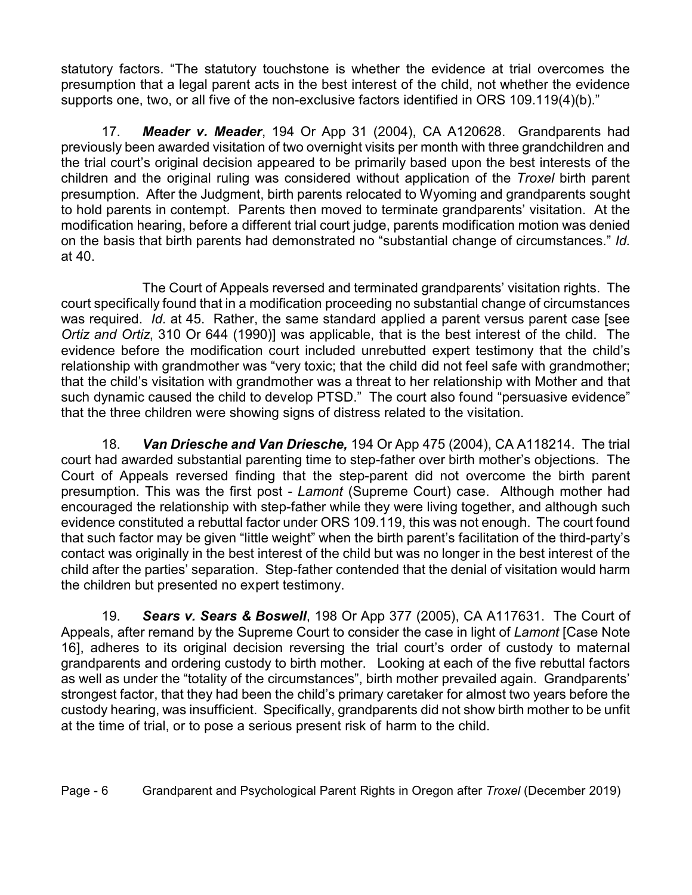statutory factors. "The statutory touchstone is whether the evidence at trial overcomes the presumption that a legal parent acts in the best interest of the child, not whether the evidence supports one, two, or all five of the non-exclusive factors identified in ORS 109.119(4)(b)."

17. ***Meader v. Meader***, 194 Or App 31 (2004), CA A120628. Grandparents had previously been awarded visitation of two overnight visits per month with three grandchildren and the trial court's original decision appeared to be primarily based upon the best interests of the children and the original ruling was considered without application of the *Troxel* birth parent presumption. After the Judgment, birth parents relocated to Wyoming and grandparents sought to hold parents in contempt. Parents then moved to terminate grandparents' visitation. At the modification hearing, before a different trial court judge, parents modification motion was denied on the basis that birth parents had demonstrated no "substantial change of circumstances." *Id.* at 40.

The Court of Appeals reversed and terminated grandparents' visitation rights. The court specifically found that in a modification proceeding no substantial change of circumstances was required. *Id.* at 45. Rather, the same standard applied a parent versus parent case [see *Ortiz and Ortiz*, 310 Or 644 (1990)] was applicable, that is the best interest of the child. The evidence before the modification court included unrebutted expert testimony that the child's relationship with grandmother was "very toxic; that the child did not feel safe with grandmother; that the child's visitation with grandmother was a threat to her relationship with Mother and that such dynamic caused the child to develop PTSD." The court also found "persuasive evidence" that the three children were showing signs of distress related to the visitation.

18. ***Van Driesche and Van Driesche,*** 194 Or App 475 (2004), CA A118214. The trial court had awarded substantial parenting time to step-father over birth mother's objections. The Court of Appeals reversed finding that the step-parent did not overcome the birth parent presumption. This was the first post - *Lamont* (Supreme Court) case. Although mother had encouraged the relationship with step-father while they were living together, and although such evidence constituted a rebuttal factor under ORS 109.119, this was not enough. The court found that such factor may be given "little weight" when the birth parent's facilitation of the third-party's contact was originally in the best interest of the child but was no longer in the best interest of the child after the parties' separation. Step-father contended that the denial of visitation would harm the children but presented no expert testimony.

19. ***Sears v. Sears & Boswell***, 198 Or App 377 (2005), CA A117631. The Court of Appeals, after remand by the Supreme Court to consider the case in light of *Lamont* [Case Note 16], adheres to its original decision reversing the trial court's order of custody to maternal grandparents and ordering custody to birth mother. Looking at each of the five rebuttal factors as well as under the "totality of the circumstances", birth mother prevailed again. Grandparents' strongest factor, that they had been the child's primary caretaker for almost two years before the custody hearing, was insufficient. Specifically, grandparents did not show birth mother to be unfit at the time of trial, or to pose a serious present risk of harm to the child.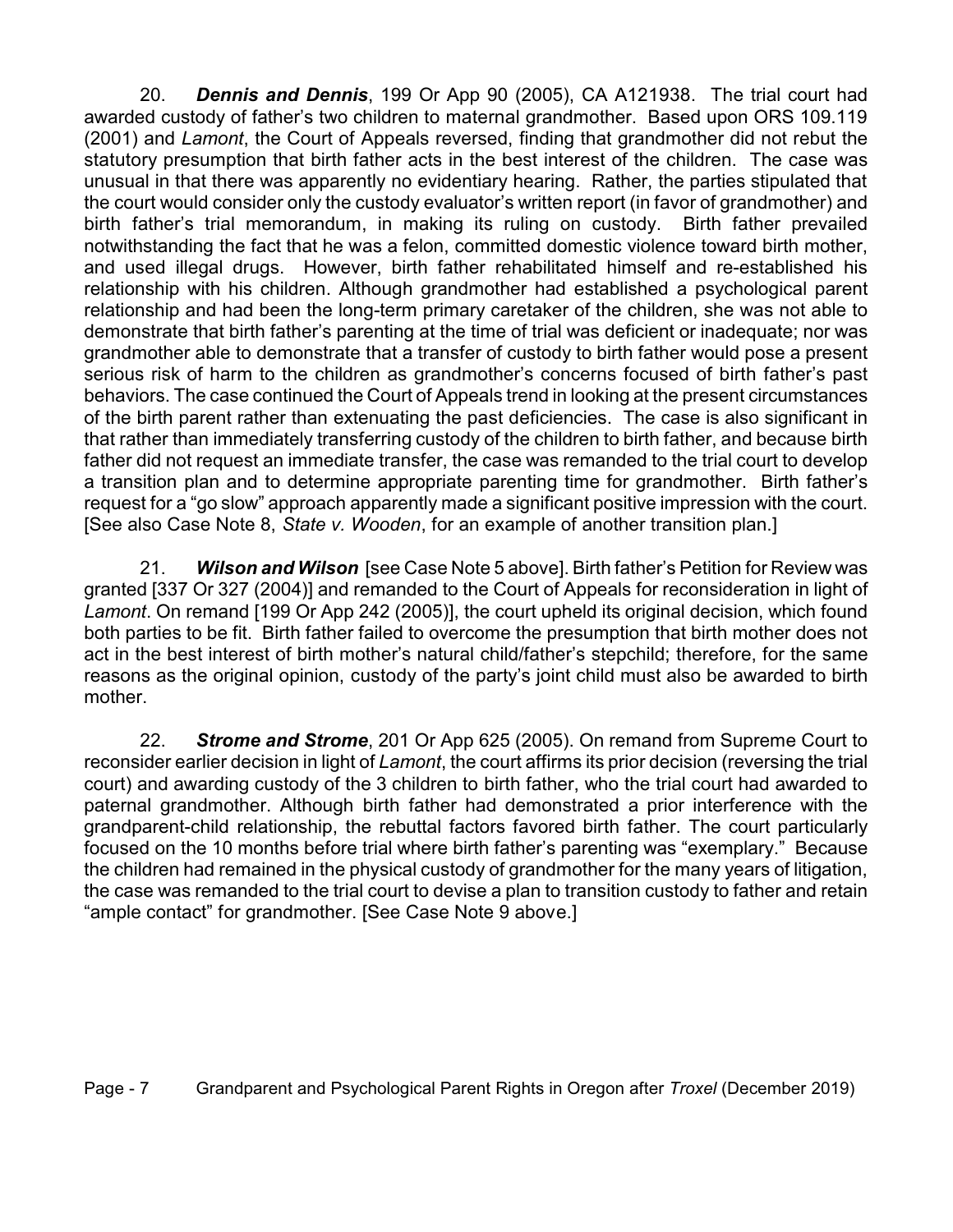20. ***Dennis and Dennis***, 199 Or App 90 (2005), CA A121938. The trial court had awarded custody of father's two children to maternal grandmother. Based upon ORS 109.119 (2001) and *Lamont*, the Court of Appeals reversed, finding that grandmother did not rebut the statutory presumption that birth father acts in the best interest of the children. The case was unusual in that there was apparently no evidentiary hearing. Rather, the parties stipulated that the court would consider only the custody evaluator's written report (in favor of grandmother) and birth father's trial memorandum, in making its ruling on custody. Birth father prevailed notwithstanding the fact that he was a felon, committed domestic violence toward birth mother, and used illegal drugs. However, birth father rehabilitated himself and re-established his relationship with his children. Although grandmother had established a psychological parent relationship and had been the long-term primary caretaker of the children, she was not able to demonstrate that birth father's parenting at the time of trial was deficient or inadequate; nor was grandmother able to demonstrate that a transfer of custody to birth father would pose a present serious risk of harm to the children as grandmother's concerns focused of birth father's past behaviors. The case continued the Court of Appeals trend in looking at the present circumstances of the birth parent rather than extenuating the past deficiencies. The case is also significant in that rather than immediately transferring custody of the children to birth father, and because birth father did not request an immediate transfer, the case was remanded to the trial court to develop a transition plan and to determine appropriate parenting time for grandmother. Birth father's request for a "go slow" approach apparently made a significant positive impression with the court. [See also Case Note 8, *State v. Wooden*, for an example of another transition plan.]

21. ***Wilson and Wilson*** [see Case Note 5 above]. Birth father's Petition for Review was granted [337 Or 327 (2004)] and remanded to the Court of Appeals for reconsideration in light of *Lamont*. On remand [199 Or App 242 (2005)], the court upheld its original decision, which found both parties to be fit. Birth father failed to overcome the presumption that birth mother does not act in the best interest of birth mother's natural child/father's stepchild; therefore, for the same reasons as the original opinion, custody of the party's joint child must also be awarded to birth mother.

22. ***Strome and Strome***, 201 Or App 625 (2005). On remand from Supreme Court to reconsider earlier decision in light of *Lamont*, the court affirms its prior decision (reversing the trial court) and awarding custody of the 3 children to birth father, who the trial court had awarded to paternal grandmother. Although birth father had demonstrated a prior interference with the grandparent-child relationship, the rebuttal factors favored birth father. The court particularly focused on the 10 months before trial where birth father's parenting was "exemplary." Because the children had remained in the physical custody of grandmother for the many years of litigation, the case was remanded to the trial court to devise a plan to transition custody to father and retain "ample contact" for grandmother. [See Case Note 9 above.]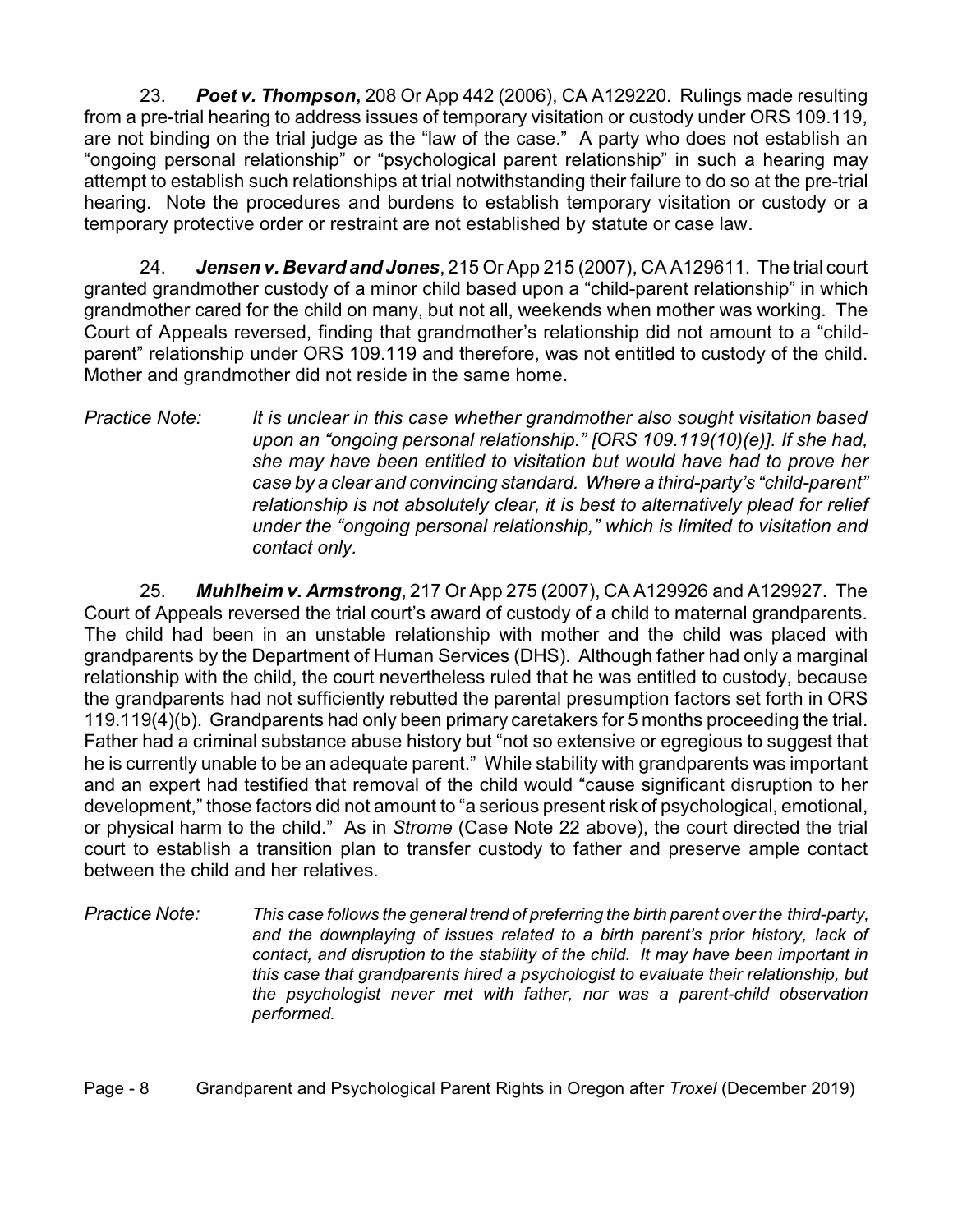23. ***Poet v. Thompson***, 208 Or App 442 (2006), CA A129220. Rulings made resulting from a pre-trial hearing to address issues of temporary visitation or custody under ORS 109.119, are not binding on the trial judge as the "law of the case." A party who does not establish an "ongoing personal relationship" or "psychological parent relationship" in such a hearing may attempt to establish such relationships at trial notwithstanding their failure to do so at the pre-trial hearing. Note the procedures and burdens to establish temporary visitation or custody or a temporary protective order or restraint are not established by statute or case law.

24. ***Jensen v. Bevard and Jones***, 215 Or App 215 (2007), CA A129611. The trial court granted grandmother custody of a minor child based upon a "child-parent relationship" in which grandmother cared for the child on many, but not all, weekends when mother was working. The Court of Appeals reversed, finding that grandmother's relationship did not amount to a "child-parent" relationship under ORS 109.119 and therefore, was not entitled to custody of the child. Mother and grandmother did not reside in the same home.

*Practice Note:* *It is unclear in this case whether grandmother also sought visitation based upon an "ongoing personal relationship." [ORS 109.119(10)(e)]. If she had, she may have been entitled to visitation but would have had to prove her case by a clear and convincing standard. Where a third-party's "child-parent" relationship is not absolutely clear, it is best to alternatively plead for relief under the "ongoing personal relationship," which is limited to visitation and contact only.*

25. ***Muhlheim v. Armstrong***, 217 Or App 275 (2007), CA A129926 and A129927. The Court of Appeals reversed the trial court's award of custody of a child to maternal grandparents. The child had been in an unstable relationship with mother and the child was placed with grandparents by the Department of Human Services (DHS). Although father had only a marginal relationship with the child, the court nevertheless ruled that he was entitled to custody, because the grandparents had not sufficiently rebutted the parental presumption factors set forth in ORS 119.119(4)(b). Grandparents had only been primary caretakers for 5 months proceeding the trial. Father had a criminal substance abuse history but "not so extensive or egregious to suggest that he is currently unable to be an adequate parent." While stability with grandparents was important and an expert had testified that removal of the child would "cause significant disruption to her development," those factors did not amount to "a serious present risk of psychological, emotional, or physical harm to the child." As in *Strome* (Case Note 22 above), the court directed the trial court to establish a transition plan to transfer custody to father and preserve ample contact between the child and her relatives.

*Practice Note:* *This case follows the general trend of preferring the birth parent over the third-party, and the downplaying of issues related to a birth parent's prior history, lack of contact, and disruption to the stability of the child. It may have been important in this case that grandparents hired a psychologist to evaluate their relationship, but the psychologist never met with father, nor was a parent-child observation performed.*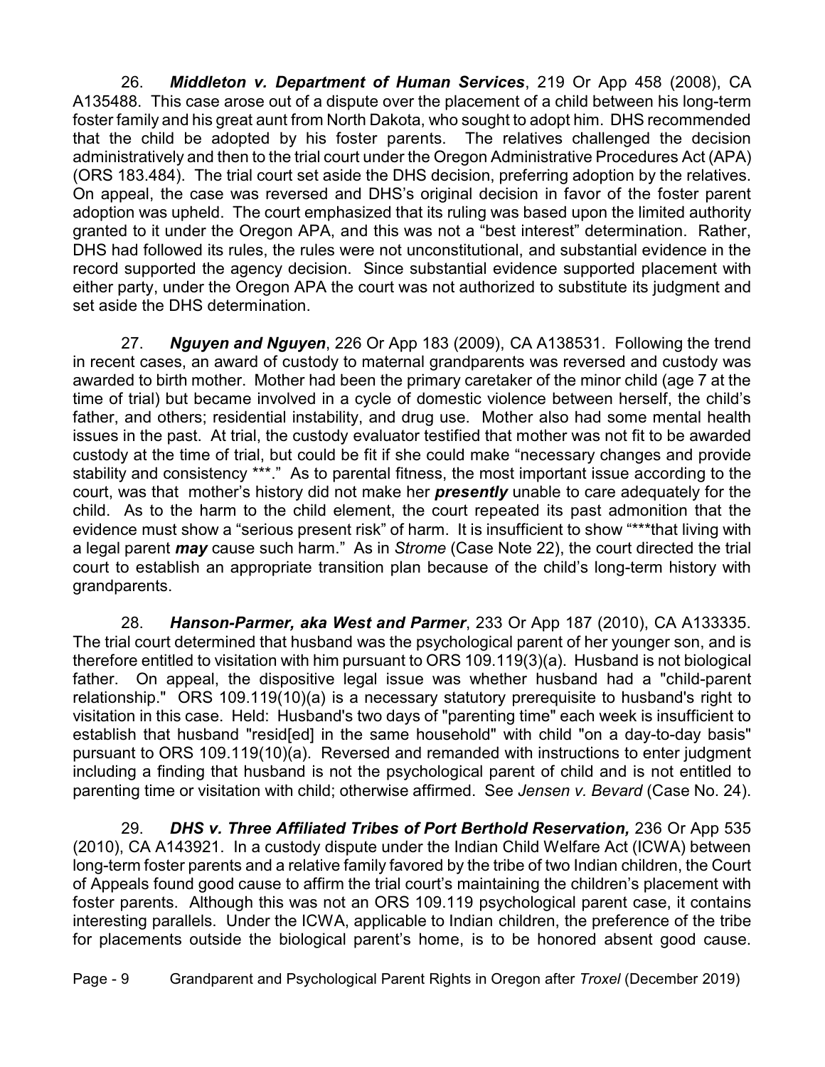26. ***Middleton v. Department of Human Services***, 219 Or App 458 (2008), CA A135488. This case arose out of a dispute over the placement of a child between his long-term foster family and his great aunt from North Dakota, who sought to adopt him. DHS recommended that the child be adopted by his foster parents. The relatives challenged the decision administratively and then to the trial court under the Oregon Administrative Procedures Act (APA) (ORS 183.484). The trial court set aside the DHS decision, preferring adoption by the relatives. On appeal, the case was reversed and DHS's original decision in favor of the foster parent adoption was upheld. The court emphasized that its ruling was based upon the limited authority granted to it under the Oregon APA, and this was not a "best interest" determination. Rather, DHS had followed its rules, the rules were not unconstitutional, and substantial evidence in the record supported the agency decision. Since substantial evidence supported placement with either party, under the Oregon APA the court was not authorized to substitute its judgment and set aside the DHS determination.

27. ***Nguyen and Nguyen***, 226 Or App 183 (2009), CA A138531. Following the trend in recent cases, an award of custody to maternal grandparents was reversed and custody was awarded to birth mother. Mother had been the primary caretaker of the minor child (age 7 at the time of trial) but became involved in a cycle of domestic violence between herself, the child's father, and others; residential instability, and drug use. Mother also had some mental health issues in the past. At trial, the custody evaluator testified that mother was not fit to be awarded custody at the time of trial, but could be fit if she could make "necessary changes and provide stability and consistency ***." As to parental fitness, the most important issue according to the court, was that mother's history did not make her ***presently*** unable to care adequately for the child. As to the harm to the child element, the court repeated its past admonition that the evidence must show a "serious present risk" of harm. It is insufficient to show "***that living with a legal parent ***may*** cause such harm." As in *Strome* (Case Note 22), the court directed the trial court to establish an appropriate transition plan because of the child's long-term history with grandparents.

28. ***Hanson-Parmer, aka West and Parmer***, 233 Or App 187 (2010), CA A133335. The trial court determined that husband was the psychological parent of her younger son, and is therefore entitled to visitation with him pursuant to ORS 109.119(3)(a). Husband is not biological father. On appeal, the dispositive legal issue was whether husband had a "child-parent relationship." ORS 109.119(10)(a) is a necessary statutory prerequisite to husband's right to visitation in this case. Held: Husband's two days of "parenting time" each week is insufficient to establish that husband "resid[ed] in the same household" with child "on a day-to-day basis" pursuant to ORS 109.119(10)(a). Reversed and remanded with instructions to enter judgment including a finding that husband is not the psychological parent of child and is not entitled to parenting time or visitation with child; otherwise affirmed. See *Jensen v. Bevard* (Case No. 24).

29. ***DHS v. Three Affiliated Tribes of Port Berthold Reservation,*** 236 Or App 535 (2010), CA A143921. In a custody dispute under the Indian Child Welfare Act (ICWA) between long-term foster parents and a relative family favored by the tribe of two Indian children, the Court of Appeals found good cause to affirm the trial court's maintaining the children's placement with foster parents. Although this was not an ORS 109.119 psychological parent case, it contains interesting parallels. Under the ICWA, applicable to Indian children, the preference of the tribe for placements outside the biological parent's home, is to be honored absent good cause.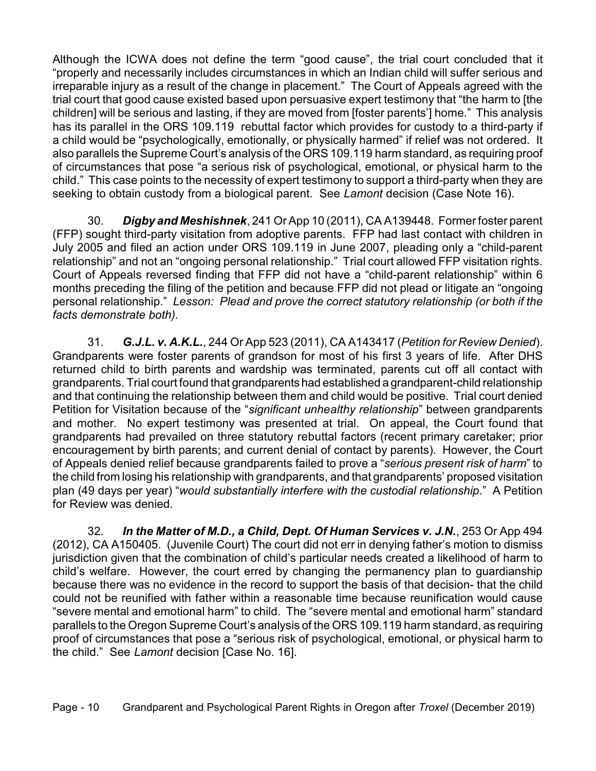Although the ICWA does not define the term "good cause", the trial court concluded that it "properly and necessarily includes circumstances in which an Indian child will suffer serious and irreparable injury as a result of the change in placement." The Court of Appeals agreed with the trial court that good cause existed based upon persuasive expert testimony that "the harm to [the children] will be serious and lasting, if they are moved from [foster parents'] home." This analysis has its parallel in the ORS 109.119 rebuttal factor which provides for custody to a third-party if a child would be "psychologically, emotionally, or physically harmed" if relief was not ordered. It also parallels the Supreme Court's analysis of the ORS 109.119 harm standard, as requiring proof of circumstances that pose "a serious risk of psychological, emotional, or physical harm to the child." This case points to the necessity of expert testimony to support a third-party when they are seeking to obtain custody from a biological parent. See *Lamont* decision (Case Note 16).

30. ***Digby and Meshishnek***, 241 Or App 10 (2011), CA A139448. Former foster parent (FFP) sought third-party visitation from adoptive parents. FFP had last contact with children in July 2005 and filed an action under ORS 109.119 in June 2007, pleading only a "child-parent relationship" and not an "ongoing personal relationship." Trial court allowed FFP visitation rights. Court of Appeals reversed finding that FFP did not have a "child-parent relationship" within 6 months preceding the filing of the petition and because FFP did not plead or litigate an "ongoing personal relationship." *Lesson: Plead and prove the correct statutory relationship (or both if the facts demonstrate both).*

31. ***G.J.L. v. A.K.L.***, 244 Or App 523 (2011), CA A143417 (*Petition for Review Denied*). Grandparents were foster parents of grandson for most of his first 3 years of life. After DHS returned child to birth parents and wardship was terminated, parents cut off all contact with grandparents. Trial court found that grandparents had established a grandparent-child relationship and that continuing the relationship between them and child would be positive. Trial court denied Petition for Visitation because of the "*significant unhealthy relationship*" between grandparents and mother. No expert testimony was presented at trial. On appeal, the Court found that grandparents had prevailed on three statutory rebuttal factors (recent primary caretaker; prior encouragement by birth parents; and current denial of contact by parents). However, the Court of Appeals denied relief because grandparents failed to prove a "*serious present risk of harm*" to the child from losing his relationship with grandparents, and that grandparents' proposed visitation plan (49 days per year) "*would substantially interfere with the custodial relationship*." A Petition for Review was denied.

32. ***In the Matter of M.D., a Child, Dept. Of Human Services v. J.N.***, 253 Or App 494 (2012), CA A150405. (Juvenile Court) The court did not err in denying father's motion to dismiss jurisdiction given that the combination of child's particular needs created a likelihood of harm to child's welfare. However, the court erred by changing the permanency plan to guardianship because there was no evidence in the record to support the basis of that decision- that the child could not be reunified with father within a reasonable time because reunification would cause "severe mental and emotional harm" to child. The "severe mental and emotional harm" standard parallels to the Oregon Supreme Court's analysis of the ORS 109.119 harm standard, as requiring proof of circumstances that pose a "serious risk of psychological, emotional, or physical harm to the child." See *Lamont* decision [Case No. 16].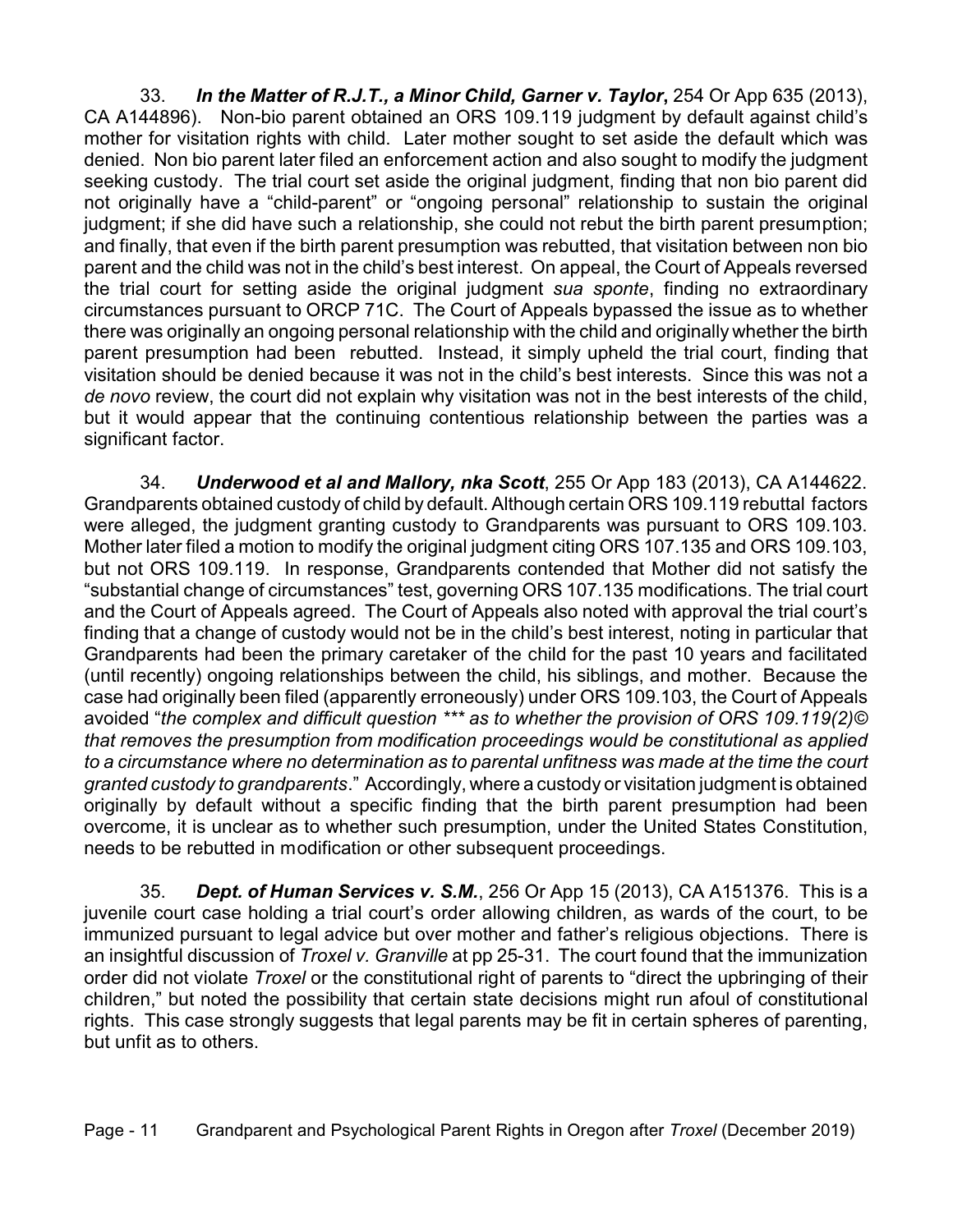33. ***In the Matter of R.J.T., a Minor Child, Garner v. Taylor***, 254 Or App 635 (2013), CA A144896). Non-bio parent obtained an ORS 109.119 judgment by default against child's mother for visitation rights with child. Later mother sought to set aside the default which was denied. Non bio parent later filed an enforcement action and also sought to modify the judgment seeking custody. The trial court set aside the original judgment, finding that non bio parent did not originally have a "child-parent" or "ongoing personal" relationship to sustain the original judgment; if she did have such a relationship, she could not rebut the birth parent presumption; and finally, that even if the birth parent presumption was rebutted, that visitation between non bio parent and the child was not in the child's best interest. On appeal, the Court of Appeals reversed the trial court for setting aside the original judgment *sua sponte*, finding no extraordinary circumstances pursuant to ORCP 71C. The Court of Appeals bypassed the issue as to whether there was originally an ongoing personal relationship with the child and originally whether the birth parent presumption had been rebutted. Instead, it simply upheld the trial court, finding that visitation should be denied because it was not in the child's best interests. Since this was not a *de novo* review, the court did not explain why visitation was not in the best interests of the child, but it would appear that the continuing contentious relationship between the parties was a significant factor.

34. ***Underwood et al and Mallory, nka Scott***, 255 Or App 183 (2013), CA A144622. Grandparents obtained custody of child by default. Although certain ORS 109.119 rebuttal factors were alleged, the judgment granting custody to Grandparents was pursuant to ORS 109.103. Mother later filed a motion to modify the original judgment citing ORS 107.135 and ORS 109.103, but not ORS 109.119. In response, Grandparents contended that Mother did not satisfy the "substantial change of circumstances" test, governing ORS 107.135 modifications. The trial court and the Court of Appeals agreed. The Court of Appeals also noted with approval the trial court's finding that a change of custody would not be in the child's best interest, noting in particular that Grandparents had been the primary caretaker of the child for the past 10 years and facilitated (until recently) ongoing relationships between the child, his siblings, and mother. Because the case had originally been filed (apparently erroneously) under ORS 109.103, the Court of Appeals avoided "*the complex and difficult question \*\*\* as to whether the provision of ORS 109.119(2)© that removes the presumption from modification proceedings would be constitutional as applied to a circumstance where no determination as to parental unfitness was made at the time the court granted custody to grandparents*." Accordingly, where a custody or visitation judgment is obtained originally by default without a specific finding that the birth parent presumption had been overcome, it is unclear as to whether such presumption, under the United States Constitution, needs to be rebutted in modification or other subsequent proceedings.

35. ***Dept. of Human Services v. S.M.***, 256 Or App 15 (2013), CA A151376. This is a juvenile court case holding a trial court's order allowing children, as wards of the court, to be immunized pursuant to legal advice but over mother and father's religious objections. There is an insightful discussion of *Troxel v. Granville* at pp 25-31. The court found that the immunization order did not violate *Troxel* or the constitutional right of parents to "direct the upbringing of their children," but noted the possibility that certain state decisions might run afoul of constitutional rights. This case strongly suggests that legal parents may be fit in certain spheres of parenting, but unfit as to others.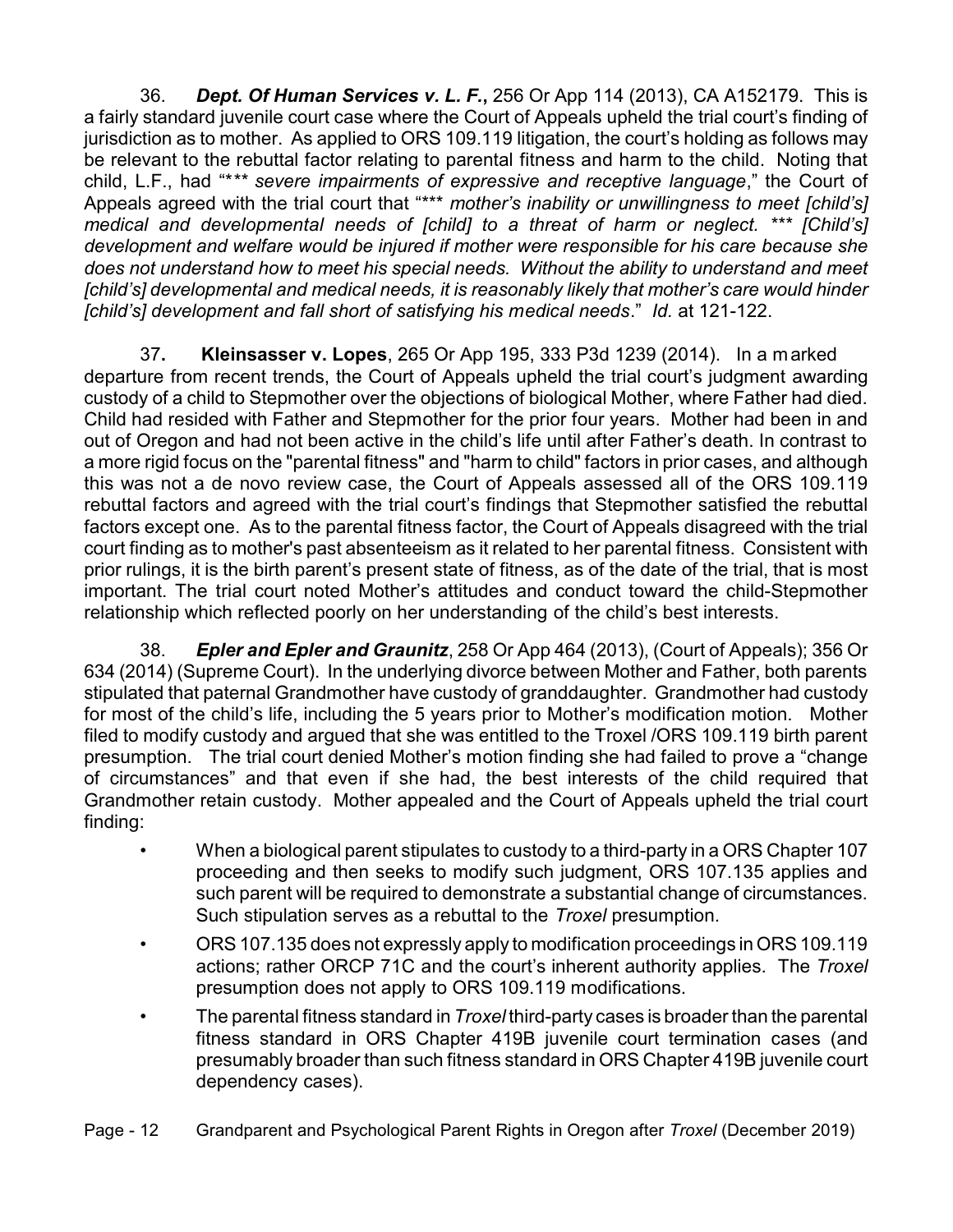36. ***Dept. Of Human Services v. L. F.***, 256 Or App 114 (2013), CA A152179. This is a fairly standard juvenile court case where the Court of Appeals upheld the trial court's finding of jurisdiction as to mother. As applied to ORS 109.119 litigation, the court's holding as follows may be relevant to the rebuttal factor relating to parental fitness and harm to the child. Noting that child, L.F., had "*\*\*\* severe impairments of expressive and receptive language*," the Court of Appeals agreed with the trial court that "*\*\*\* mother's inability or unwillingness to meet [child's] medical and developmental needs of [child] to a threat of harm or neglect. \*\*\* [Child's] development and welfare would be injured if mother were responsible for his care because she does not understand how to meet his special needs. Without the ability to understand and meet [child's] developmental and medical needs, it is reasonably likely that mother's care would hinder [child's] development and fall short of satisfying his medical needs*." *Id.* at 121-122.

37. **Kleinsasser v. Lopes**, 265 Or App 195, 333 P3d 1239 (2014). In a marked departure from recent trends, the Court of Appeals upheld the trial court's judgment awarding custody of a child to Stepmother over the objections of biological Mother, where Father had died. Child had resided with Father and Stepmother for the prior four years. Mother had been in and out of Oregon and had not been active in the child's life until after Father's death. In contrast to a more rigid focus on the "parental fitness" and "harm to child" factors in prior cases, and although this was not a de novo review case, the Court of Appeals assessed all of the ORS 109.119 rebuttal factors and agreed with the trial court's findings that Stepmother satisfied the rebuttal factors except one. As to the parental fitness factor, the Court of Appeals disagreed with the trial court finding as to mother's past absenteeism as it related to her parental fitness. Consistent with prior rulings, it is the birth parent's present state of fitness, as of the date of the trial, that is most important. The trial court noted Mother's attitudes and conduct toward the child-Stepmother relationship which reflected poorly on her understanding of the child's best interests.

38. ***Epler and Epler and Graunitz***, 258 Or App 464 (2013), (Court of Appeals); 356 Or 634 (2014) (Supreme Court). In the underlying divorce between Mother and Father, both parents stipulated that paternal Grandmother have custody of granddaughter. Grandmother had custody for most of the child's life, including the 5 years prior to Mother's modification motion. Mother filed to modify custody and argued that she was entitled to the Troxel /ORS 109.119 birth parent presumption. The trial court denied Mother's motion finding she had failed to prove a "change of circumstances" and that even if she had, the best interests of the child required that Grandmother retain custody. Mother appealed and the Court of Appeals upheld the trial court finding:

- When a biological parent stipulates to custody to a third-party in a ORS Chapter 107 proceeding and then seeks to modify such judgment, ORS 107.135 applies and such parent will be required to demonstrate a substantial change of circumstances. Such stipulation serves as a rebuttal to the *Troxel* presumption.
- ORS 107.135 does not expressly apply to modification proceedings in ORS 109.119 actions; rather ORCP 71C and the court's inherent authority applies. The *Troxel* presumption does not apply to ORS 109.119 modifications.
- The parental fitness standard in *Troxel* third-party cases is broader than the parental fitness standard in ORS Chapter 419B juvenile court termination cases (and presumably broader than such fitness standard in ORS Chapter 419B juvenile court dependency cases).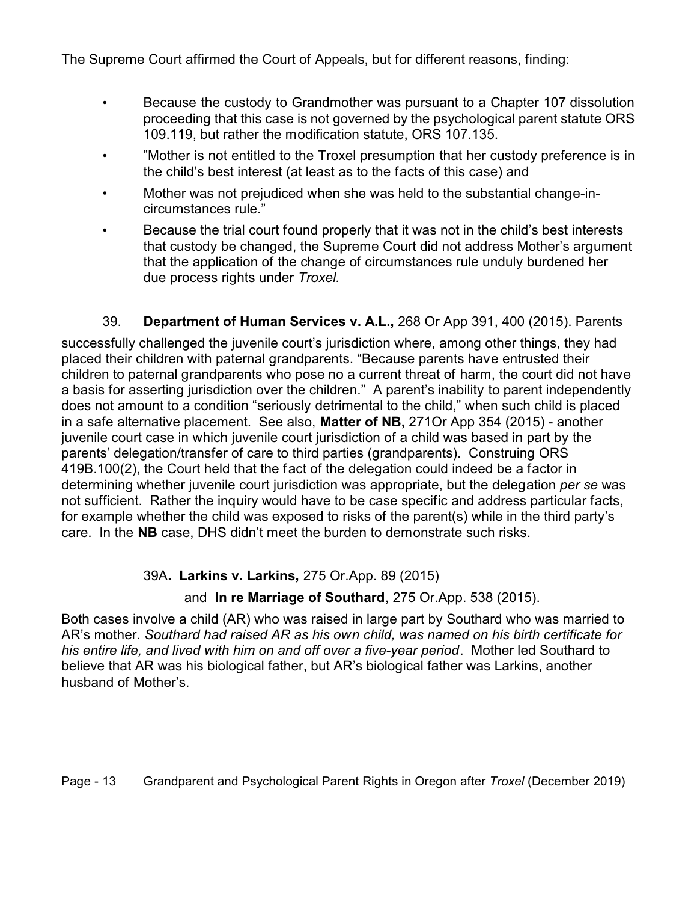The Supreme Court affirmed the Court of Appeals, but for different reasons, finding:

- Because the custody to Grandmother was pursuant to a Chapter 107 dissolution proceeding that this case is not governed by the psychological parent statute ORS 109.119, but rather the modification statute, ORS 107.135.
- "Mother is not entitled to the Troxel presumption that her custody preference is in the child's best interest (at least as to the facts of this case) and
- Mother was not prejudiced when she was held to the substantial change-in-circumstances rule."
- Because the trial court found properly that it was not in the child's best interests that custody be changed, the Supreme Court did not address Mother's argument that the application of the change of circumstances rule unduly burdened her due process rights under *Troxel.*

39. **Department of Human Services v. A.L.,** 268 Or App 391, 400 (2015). Parents successfully challenged the juvenile court's jurisdiction where, among other things, they had placed their children with paternal grandparents. "Because parents have entrusted their children to paternal grandparents who pose no a current threat of harm, the court did not have a basis for asserting jurisdiction over the children." A parent's inability to parent independently does not amount to a condition "seriously detrimental to the child," when such child is placed in a safe alternative placement. See also, **Matter of NB,** 271Or App 354 (2015) - another juvenile court case in which juvenile court jurisdiction of a child was based in part by the parents' delegation/transfer of care to third parties (grandparents). Construing ORS 419B.100(2), the Court held that the fact of the delegation could indeed be a factor in determining whether juvenile court jurisdiction was appropriate, but the delegation *per se* was not sufficient. Rather the inquiry would have to be case specific and address particular facts, for example whether the child was exposed to risks of the parent(s) while in the third party's care. In the **NB** case, DHS didn't meet the burden to demonstrate such risks.

39A**. Larkins v. Larkins,** 275 Or.App. 89 (2015)

and **In re Marriage of Southard**, 275 Or.App. 538 (2015).

Both cases involve a child (AR) who was raised in large part by Southard who was married to AR's mother. *Southard had raised AR as his own child, was named on his birth certificate for his entire life, and lived with him on and off over a five-year period*. Mother led Southard to believe that AR was his biological father, but AR's biological father was Larkins, another husband of Mother's.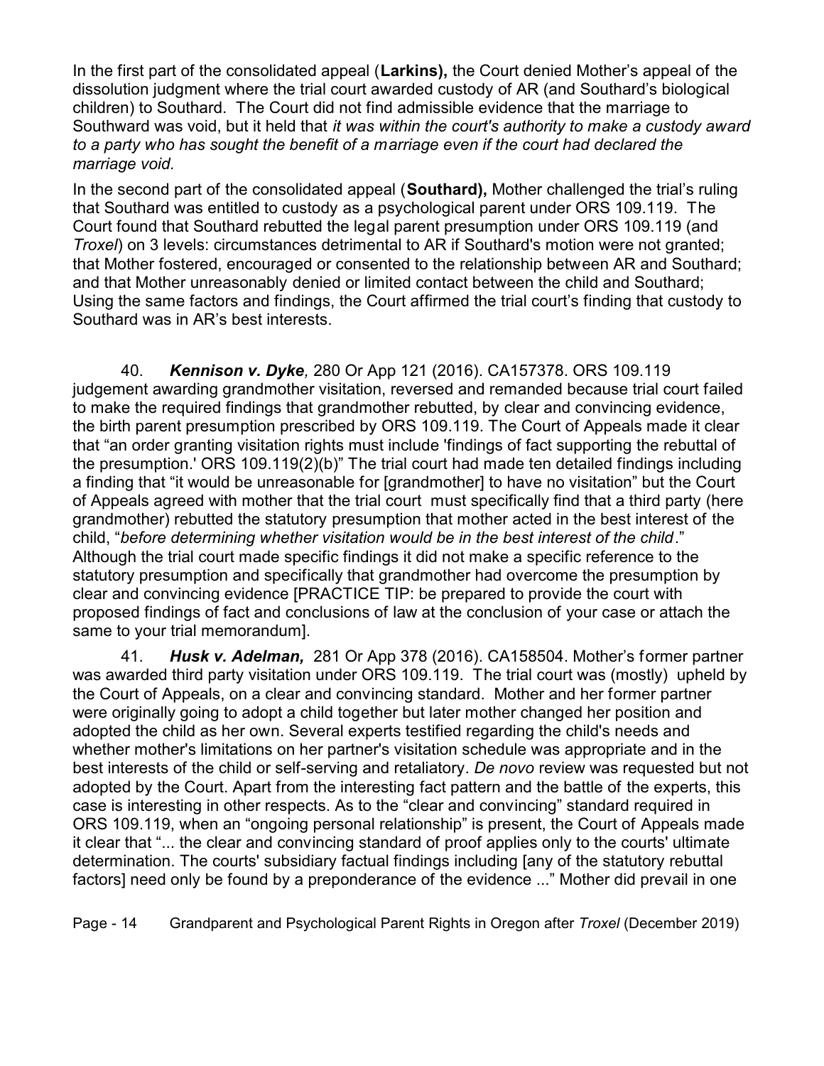In the first part of the consolidated appeal (**Larkins),** the Court denied Mother's appeal of the dissolution judgment where the trial court awarded custody of AR (and Southard's biological children) to Southard. The Court did not find admissible evidence that the marriage to Southward was void, but it held that *it was within the court's authority to make a custody award to a party who has sought the benefit of a marriage even if the court had declared the marriage void.*

In the second part of the consolidated appeal (**Southard),** Mother challenged the trial's ruling that Southard was entitled to custody as a psychological parent under ORS 109.119. The Court found that Southard rebutted the legal parent presumption under ORS 109.119 (and *Troxel*) on 3 levels: circumstances detrimental to AR if Southard's motion were not granted; that Mother fostered, encouraged or consented to the relationship between AR and Southard; and that Mother unreasonably denied or limited contact between the child and Southard; Using the same factors and findings, the Court affirmed the trial court's finding that custody to Southard was in AR's best interests.

40. ***Kennison v. Dyke,*** 280 Or App 121 (2016). CA157378. ORS 109.119 judgement awarding grandmother visitation, reversed and remanded because trial court failed to make the required findings that grandmother rebutted, by clear and convincing evidence, the birth parent presumption prescribed by ORS 109.119. The Court of Appeals made it clear that "an order granting visitation rights must include 'findings of fact supporting the rebuttal of the presumption.' ORS 109.119(2)(b)" The trial court had made ten detailed findings including a finding that "it would be unreasonable for [grandmother] to have no visitation" but the Court of Appeals agreed with mother that the trial court must specifically find that a third party (here grandmother) rebutted the statutory presumption that mother acted in the best interest of the child, "*before determining whether visitation would be in the best interest of the child*." Although the trial court made specific findings it did not make a specific reference to the statutory presumption and specifically that grandmother had overcome the presumption by clear and convincing evidence [PRACTICE TIP: be prepared to provide the court with proposed findings of fact and conclusions of law at the conclusion of your case or attach the same to your trial memorandum].

41. ***Husk v. Adelman,*** 281 Or App 378 (2016). CA158504. Mother's former partner was awarded third party visitation under ORS 109.119. The trial court was (mostly) upheld by the Court of Appeals, on a clear and convincing standard. Mother and her former partner were originally going to adopt a child together but later mother changed her position and adopted the child as her own. Several experts testified regarding the child's needs and whether mother's limitations on her partner's visitation schedule was appropriate and in the best interests of the child or self-serving and retaliatory. *De novo* review was requested but not adopted by the Court. Apart from the interesting fact pattern and the battle of the experts, this case is interesting in other respects. As to the "clear and convincing" standard required in ORS 109.119, when an "ongoing personal relationship" is present, the Court of Appeals made it clear that "... the clear and convincing standard of proof applies only to the courts' ultimate determination. The courts' subsidiary factual findings including [any of the statutory rebuttal factors] need only be found by a preponderance of the evidence ..." Mother did prevail in one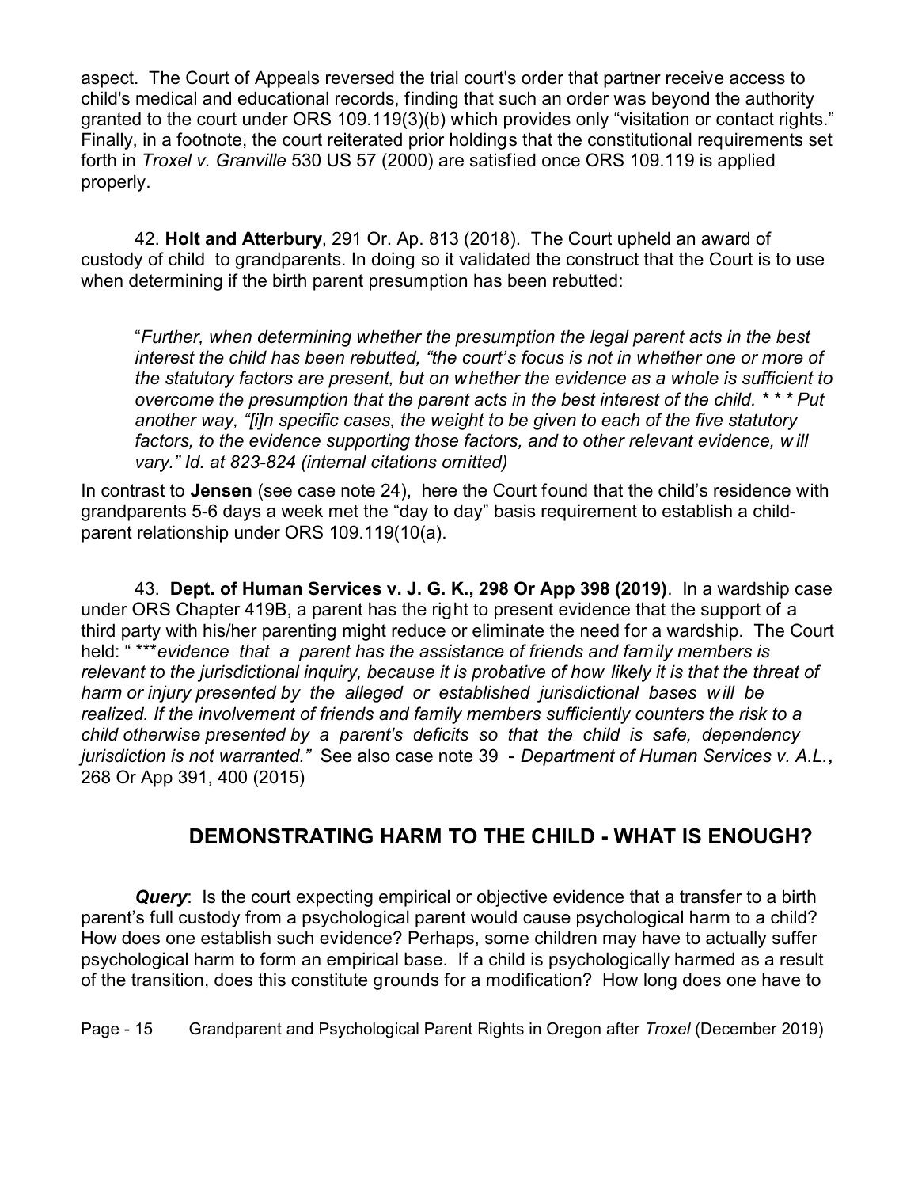aspect. The Court of Appeals reversed the trial court's order that partner receive access to child's medical and educational records, finding that such an order was beyond the authority granted to the court under ORS 109.119(3)(b) which provides only "visitation or contact rights." Finally, in a footnote, the court reiterated prior holdings that the constitutional requirements set forth in *Troxel v. Granville* 530 US 57 (2000) are satisfied once ORS 109.119 is applied properly.

42. **Holt and Atterbury**, 291 Or. Ap. 813 (2018). The Court upheld an award of custody of child to grandparents. In doing so it validated the construct that the Court is to use when determining if the birth parent presumption has been rebutted:

> "*Further, when determining whether the presumption the legal parent acts in the best interest the child has been rebutted, "the court's focus is not in whether one or more of the statutory factors are present, but on whether the evidence as a whole is sufficient to overcome the presumption that the parent acts in the best interest of the child. * * * Put another way, "[i]n specific cases, the weight to be given to each of the five statutory factors, to the evidence supporting those factors, and to other relevant evidence, will vary." Id. at 823-824 (internal citations omitted)*

In contrast to **Jensen** (see case note 24), here the Court found that the child's residence with grandparents 5-6 days a week met the "day to day" basis requirement to establish a child-parent relationship under ORS 109.119(10(a).

43. **Dept. of Human Services v. J. G. K., 298 Or App 398 (2019)**. In a wardship case under ORS Chapter 419B, a parent has the right to present evidence that the support of a third party with his/her parenting might reduce or eliminate the need for a wardship. The Court held: " \****evidence that a parent has the assistance of friends and family members is relevant to the jurisdictional inquiry, because it is probative of how likely it is that the threat of harm or injury presented by the alleged or established jurisdictional bases will be realized. If the involvement of friends and family members sufficiently counters the risk to a child otherwise presented by a parent's deficits so that the child is safe, dependency jurisdiction is not warranted."* See also case note 39 - *Department of Human Services v. A.L.***,** 268 Or App 391, 400 (2015)

## DEMONSTRATING HARM TO THE CHILD - WHAT IS ENOUGH?

***Query***: Is the court expecting empirical or objective evidence that a transfer to a birth parent's full custody from a psychological parent would cause psychological harm to a child? How does one establish such evidence? Perhaps, some children may have to actually suffer psychological harm to form an empirical base. If a child is psychologically harmed as a result of the transition, does this constitute grounds for a modification? How long does one have to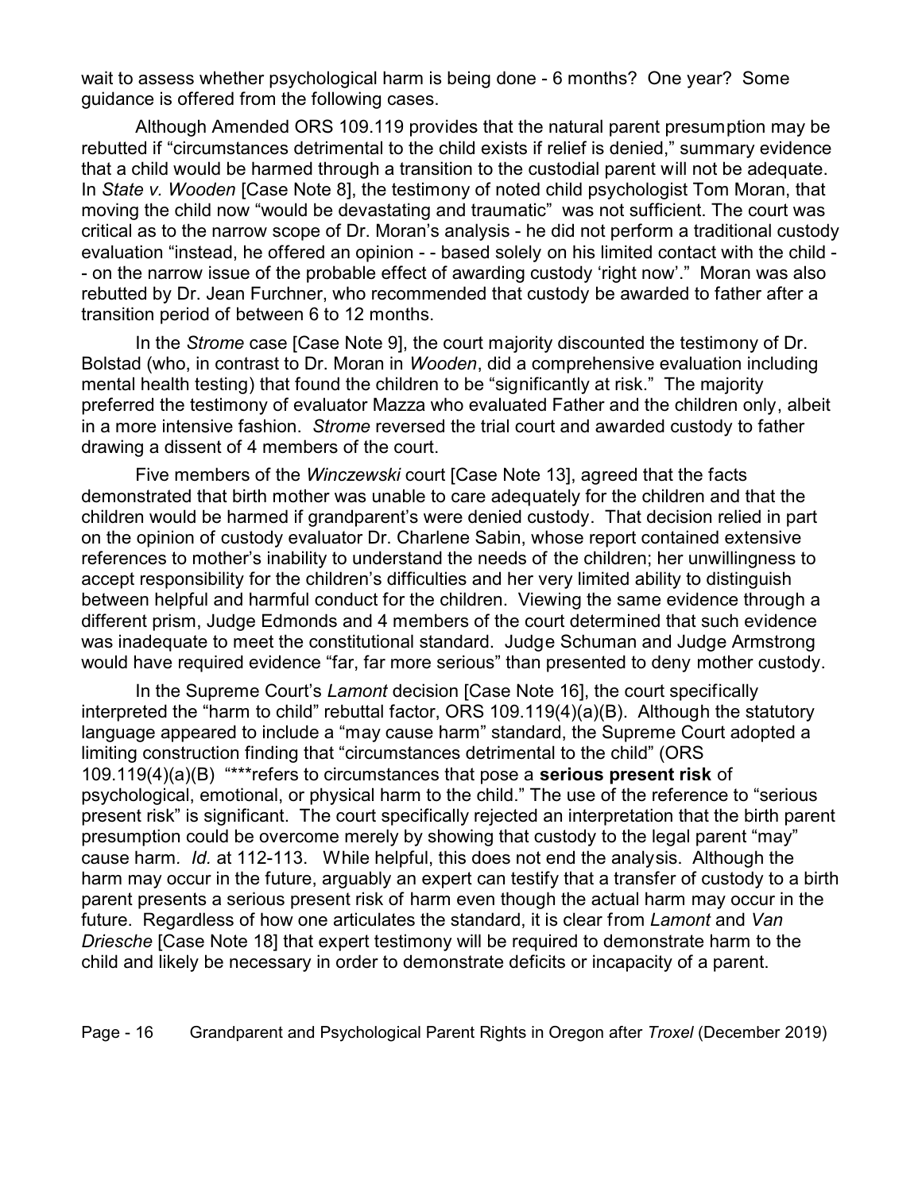wait to assess whether psychological harm is being done - 6 months? One year? Some guidance is offered from the following cases.

Although Amended ORS 109.119 provides that the natural parent presumption may be rebutted if "circumstances detrimental to the child exists if relief is denied," summary evidence that a child would be harmed through a transition to the custodial parent will not be adequate. In *State v. Wooden* [Case Note 8], the testimony of noted child psychologist Tom Moran, that moving the child now "would be devastating and traumatic" was not sufficient. The court was critical as to the narrow scope of Dr. Moran's analysis - he did not perform a traditional custody evaluation "instead, he offered an opinion - - based solely on his limited contact with the child - - on the narrow issue of the probable effect of awarding custody 'right now'." Moran was also rebutted by Dr. Jean Furchner, who recommended that custody be awarded to father after a transition period of between 6 to 12 months.

In the *Strome* case [Case Note 9], the court majority discounted the testimony of Dr. Bolstad (who, in contrast to Dr. Moran in *Wooden*, did a comprehensive evaluation including mental health testing) that found the children to be "significantly at risk." The majority preferred the testimony of evaluator Mazza who evaluated Father and the children only, albeit in a more intensive fashion. *Strome* reversed the trial court and awarded custody to father drawing a dissent of 4 members of the court.

Five members of the *Winczewski* court [Case Note 13], agreed that the facts demonstrated that birth mother was unable to care adequately for the children and that the children would be harmed if grandparent's were denied custody. That decision relied in part on the opinion of custody evaluator Dr. Charlene Sabin, whose report contained extensive references to mother's inability to understand the needs of the children; her unwillingness to accept responsibility for the children's difficulties and her very limited ability to distinguish between helpful and harmful conduct for the children. Viewing the same evidence through a different prism, Judge Edmonds and 4 members of the court determined that such evidence was inadequate to meet the constitutional standard. Judge Schuman and Judge Armstrong would have required evidence "far, far more serious" than presented to deny mother custody.

In the Supreme Court's *Lamont* decision [Case Note 16], the court specifically interpreted the "harm to child" rebuttal factor, ORS 109.119(4)(a)(B). Although the statutory language appeared to include a "may cause harm" standard, the Supreme Court adopted a limiting construction finding that "circumstances detrimental to the child" (ORS 109.119(4)(a)(B) "***refers to circumstances that pose a **serious present risk** of psychological, emotional, or physical harm to the child." The use of the reference to "serious present risk" is significant. The court specifically rejected an interpretation that the birth parent presumption could be overcome merely by showing that custody to the legal parent "may" cause harm. *Id.* at 112-113. While helpful, this does not end the analysis. Although the harm may occur in the future, arguably an expert can testify that a transfer of custody to a birth parent presents a serious present risk of harm even though the actual harm may occur in the future. Regardless of how one articulates the standard, it is clear from *Lamont* and *Van Driesche* [Case Note 18] that expert testimony will be required to demonstrate harm to the child and likely be necessary in order to demonstrate deficits or incapacity of a parent.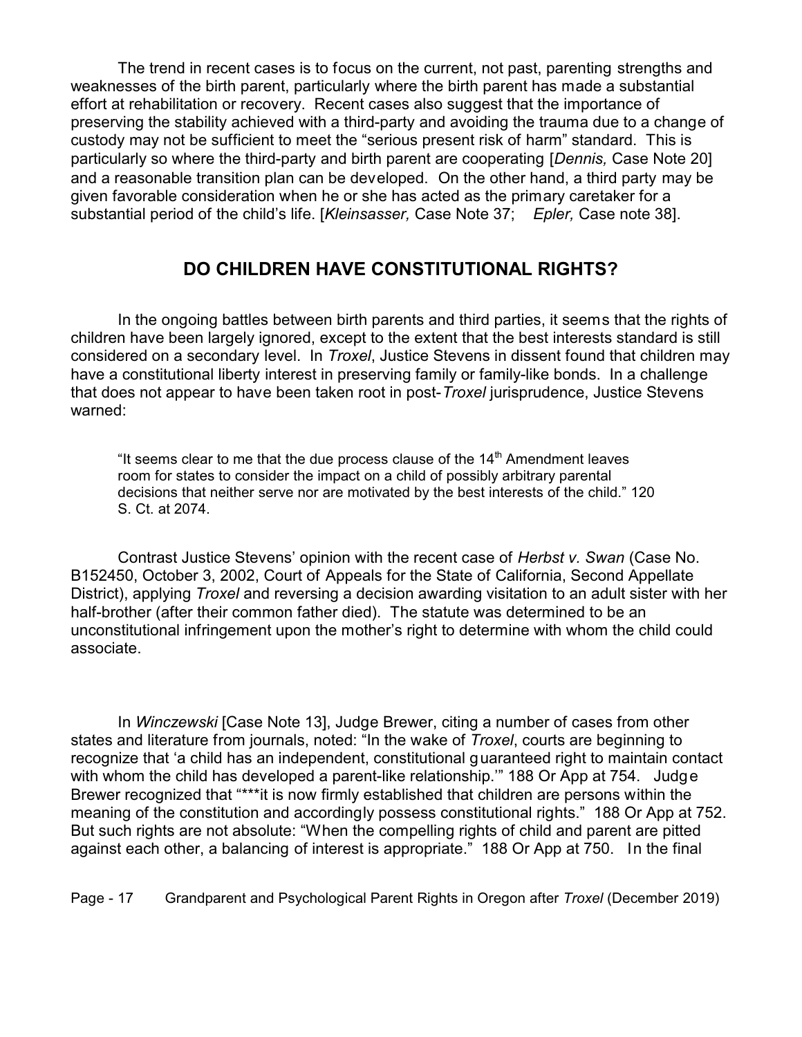The trend in recent cases is to focus on the current, not past, parenting strengths and weaknesses of the birth parent, particularly where the birth parent has made a substantial effort at rehabilitation or recovery. Recent cases also suggest that the importance of preserving the stability achieved with a third-party and avoiding the trauma due to a change of custody may not be sufficient to meet the "serious present risk of harm" standard. This is particularly so where the third-party and birth parent are cooperating [*Dennis,* Case Note 20] and a reasonable transition plan can be developed. On the other hand, a third party may be given favorable consideration when he or she has acted as the primary caretaker for a substantial period of the child's life. [*Kleinsasser,* Case Note 37; *Epler,* Case note 38].

## DO CHILDREN HAVE CONSTITUTIONAL RIGHTS?

In the ongoing battles between birth parents and third parties, it seems that the rights of children have been largely ignored, except to the extent that the best interests standard is still considered on a secondary level. In *Troxel*, Justice Stevens in dissent found that children may have a constitutional liberty interest in preserving family or family-like bonds. In a challenge that does not appear to have been taken root in post-*Troxel* jurisprudence, Justice Stevens warned:

> "It seems clear to me that the due process clause of the 14th Amendment leaves room for states to consider the impact on a child of possibly arbitrary parental decisions that neither serve nor are motivated by the best interests of the child." 120 S. Ct. at 2074.

Contrast Justice Stevens' opinion with the recent case of *Herbst v. Swan* (Case No. B152450, October 3, 2002, Court of Appeals for the State of California, Second Appellate District), applying *Troxel* and reversing a decision awarding visitation to an adult sister with her half-brother (after their common father died). The statute was determined to be an unconstitutional infringement upon the mother's right to determine with whom the child could associate.

In *Winczewski* [Case Note 13], Judge Brewer, citing a number of cases from other states and literature from journals, noted: "In the wake of *Troxel*, courts are beginning to recognize that 'a child has an independent, constitutional guaranteed right to maintain contact with whom the child has developed a parent-like relationship.'" 188 Or App at 754. Judge Brewer recognized that "***it is now firmly established that children are persons within the meaning of the constitution and accordingly possess constitutional rights." 188 Or App at 752. But such rights are not absolute: "When the compelling rights of child and parent are pitted against each other, a balancing of interest is appropriate." 188 Or App at 750. In the final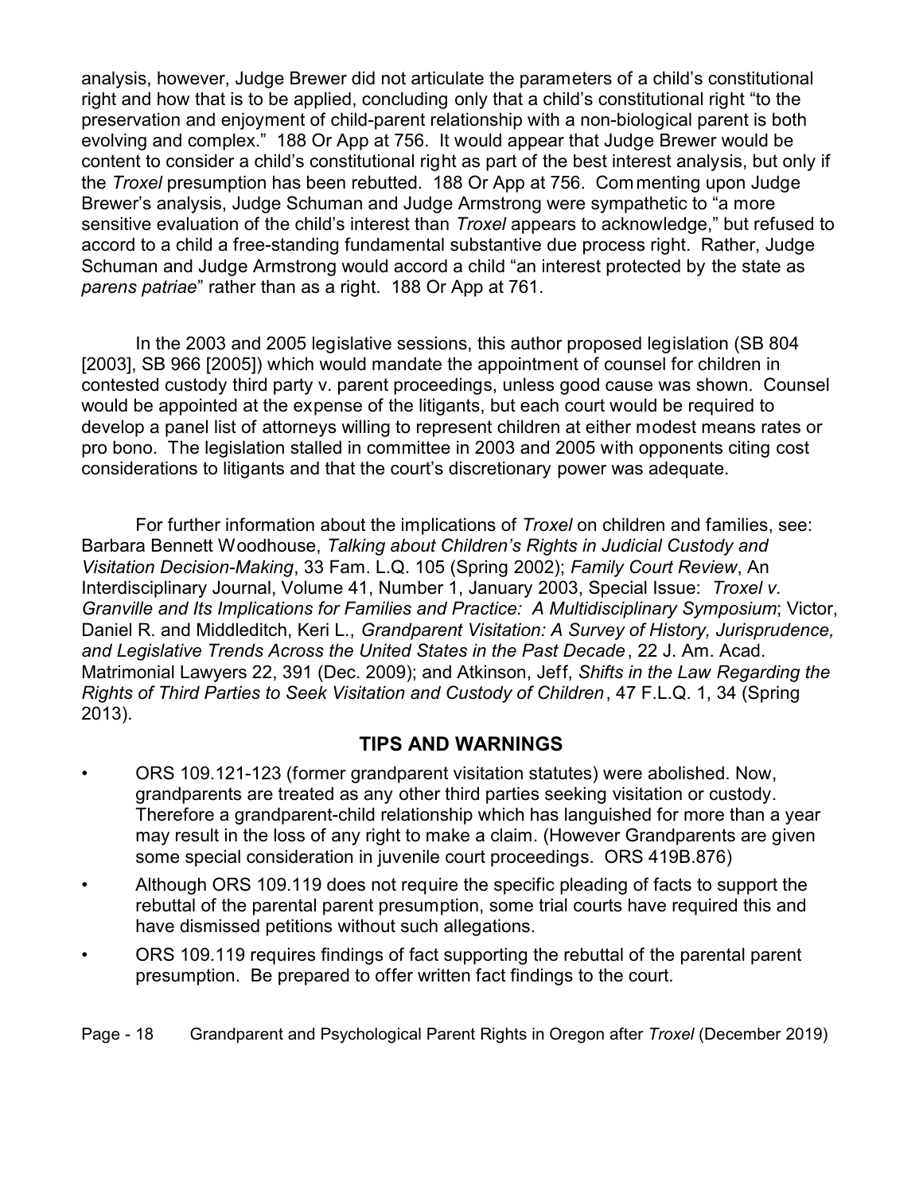analysis, however, Judge Brewer did not articulate the parameters of a child's constitutional right and how that is to be applied, concluding only that a child's constitutional right "to the preservation and enjoyment of child-parent relationship with a non-biological parent is both evolving and complex." 188 Or App at 756. It would appear that Judge Brewer would be content to consider a child's constitutional right as part of the best interest analysis, but only if the *Troxel* presumption has been rebutted. 188 Or App at 756. Commenting upon Judge Brewer's analysis, Judge Schuman and Judge Armstrong were sympathetic to "a more sensitive evaluation of the child's interest than *Troxel* appears to acknowledge," but refused to accord to a child a free-standing fundamental substantive due process right. Rather, Judge Schuman and Judge Armstrong would accord a child "an interest protected by the state as *parens patriae*" rather than as a right. 188 Or App at 761.

In the 2003 and 2005 legislative sessions, this author proposed legislation (SB 804 [2003], SB 966 [2005]) which would mandate the appointment of counsel for children in contested custody third party v. parent proceedings, unless good cause was shown. Counsel would be appointed at the expense of the litigants, but each court would be required to develop a panel list of attorneys willing to represent children at either modest means rates or pro bono. The legislation stalled in committee in 2003 and 2005 with opponents citing cost considerations to litigants and that the court's discretionary power was adequate.

For further information about the implications of *Troxel* on children and families, see: Barbara Bennett Woodhouse, *Talking about Children's Rights in Judicial Custody and Visitation Decision-Making*, 33 Fam. L.Q. 105 (Spring 2002); *Family Court Review*, An Interdisciplinary Journal, Volume 41, Number 1, January 2003, Special Issue: *Troxel v. Granville and Its Implications for Families and Practice: A Multidisciplinary Symposium*; Victor, Daniel R. and Middleditch, Keri L., *Grandparent Visitation: A Survey of History, Jurisprudence, and Legislative Trends Across the United States in the Past Decade*, 22 J. Am. Acad. Matrimonial Lawyers 22, 391 (Dec. 2009); and Atkinson, Jeff, *Shifts in the Law Regarding the Rights of Third Parties to Seek Visitation and Custody of Children*, 47 F.L.Q. 1, 34 (Spring 2013).

## TIPS AND WARNINGS

- ORS 109.121-123 (former grandparent visitation statutes) were abolished. Now, grandparents are treated as any other third parties seeking visitation or custody. Therefore a grandparent-child relationship which has languished for more than a year may result in the loss of any right to make a claim. (However Grandparents are given some special consideration in juvenile court proceedings. ORS 419B.876)
- Although ORS 109.119 does not require the specific pleading of facts to support the rebuttal of the parental parent presumption, some trial courts have required this and have dismissed petitions without such allegations.
- ORS 109.119 requires findings of fact supporting the rebuttal of the parental parent presumption. Be prepared to offer written fact findings to the court.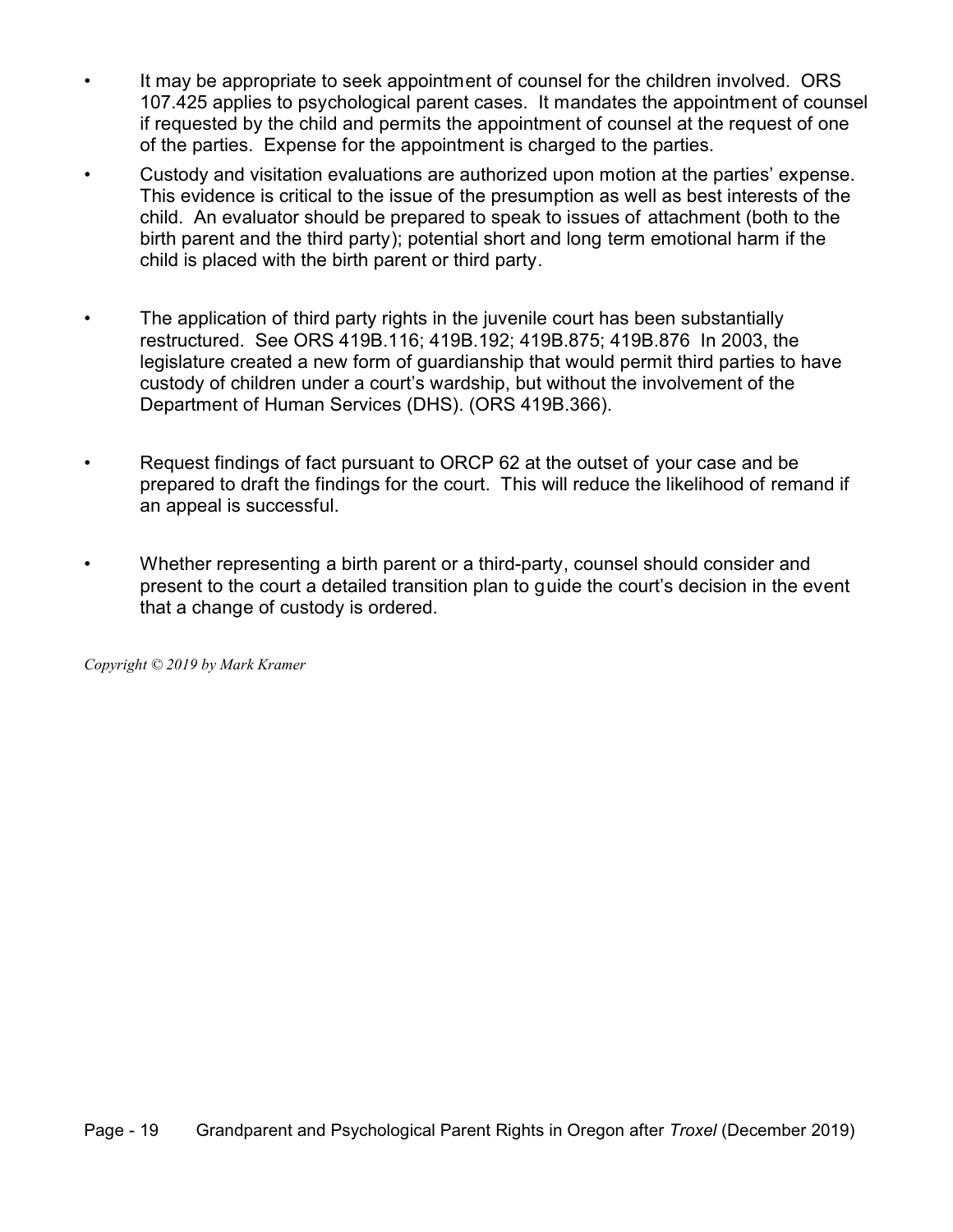- It may be appropriate to seek appointment of counsel for the children involved. ORS 107.425 applies to psychological parent cases. It mandates the appointment of counsel if requested by the child and permits the appointment of counsel at the request of one of the parties. Expense for the appointment is charged to the parties.

- Custody and visitation evaluations are authorized upon motion at the parties' expense. This evidence is critical to the issue of the presumption as well as best interests of the child. An evaluator should be prepared to speak to issues of attachment (both to the birth parent and the third party); potential short and long term emotional harm if the child is placed with the birth parent or third party.

- The application of third party rights in the juvenile court has been substantially restructured. See ORS 419B.116; 419B.192; 419B.875; 419B.876 In 2003, the legislature created a new form of guardianship that would permit third parties to have custody of children under a court's wardship, but without the involvement of the Department of Human Services (DHS). (ORS 419B.366).

- Request findings of fact pursuant to ORCP 62 at the outset of your case and be prepared to draft the findings for the court. This will reduce the likelihood of remand if an appeal is successful.

- Whether representing a birth parent or a third-party, counsel should consider and present to the court a detailed transition plan to guide the court's decision in the event that a change of custody is ordered.

*Copyright © 2019 by Mark Kramer*